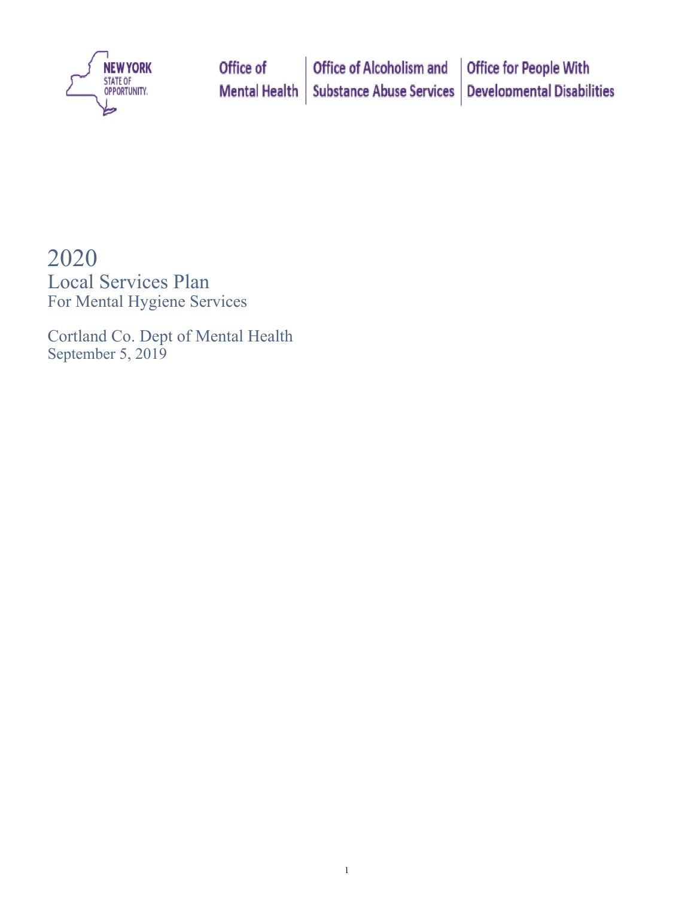NEW YORK STATE OF OPPORTUNITY.

Office of Mental Health | Office of Alcoholism and Substance Abuse Services | Office for People With Developmental Disabilities

# 2020

## Local Services Plan

### For Mental Hygiene Services

Cortland Co. Dept of Mental Health

September 5, 2019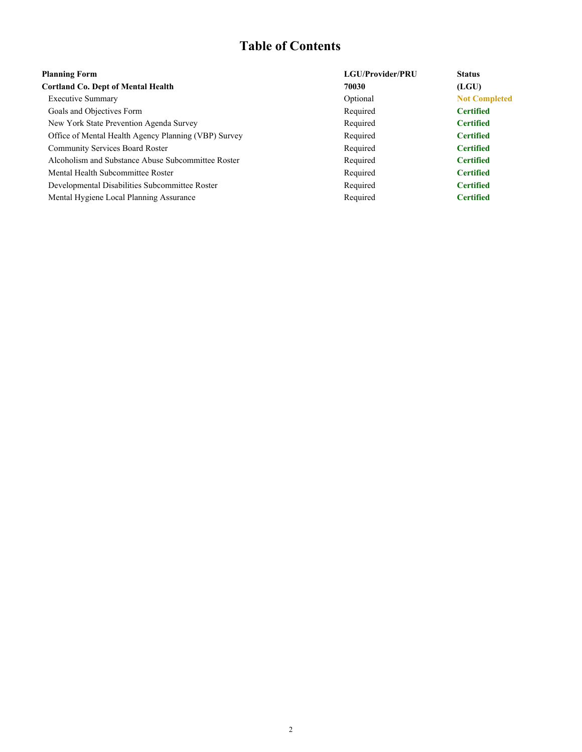# Table of Contents

| Planning Form | LGU/Provider/PRU | Status |
|---|---|---|
| **Cortland Co. Dept of Mental Health** | **70030** | **(LGU)** |
| Executive Summary | Optional | **Not Completed** |
| Goals and Objectives Form | Required | **Certified** |
| New York State Prevention Agenda Survey | Required | **Certified** |
| Office of Mental Health Agency Planning (VBP) Survey | Required | **Certified** |
| Community Services Board Roster | Required | **Certified** |
| Alcoholism and Substance Abuse Subcommittee Roster | Required | **Certified** |
| Mental Health Subcommittee Roster | Required | **Certified** |
| Developmental Disabilities Subcommittee Roster | Required | **Certified** |
| Mental Hygiene Local Planning Assurance | Required | **Certified** |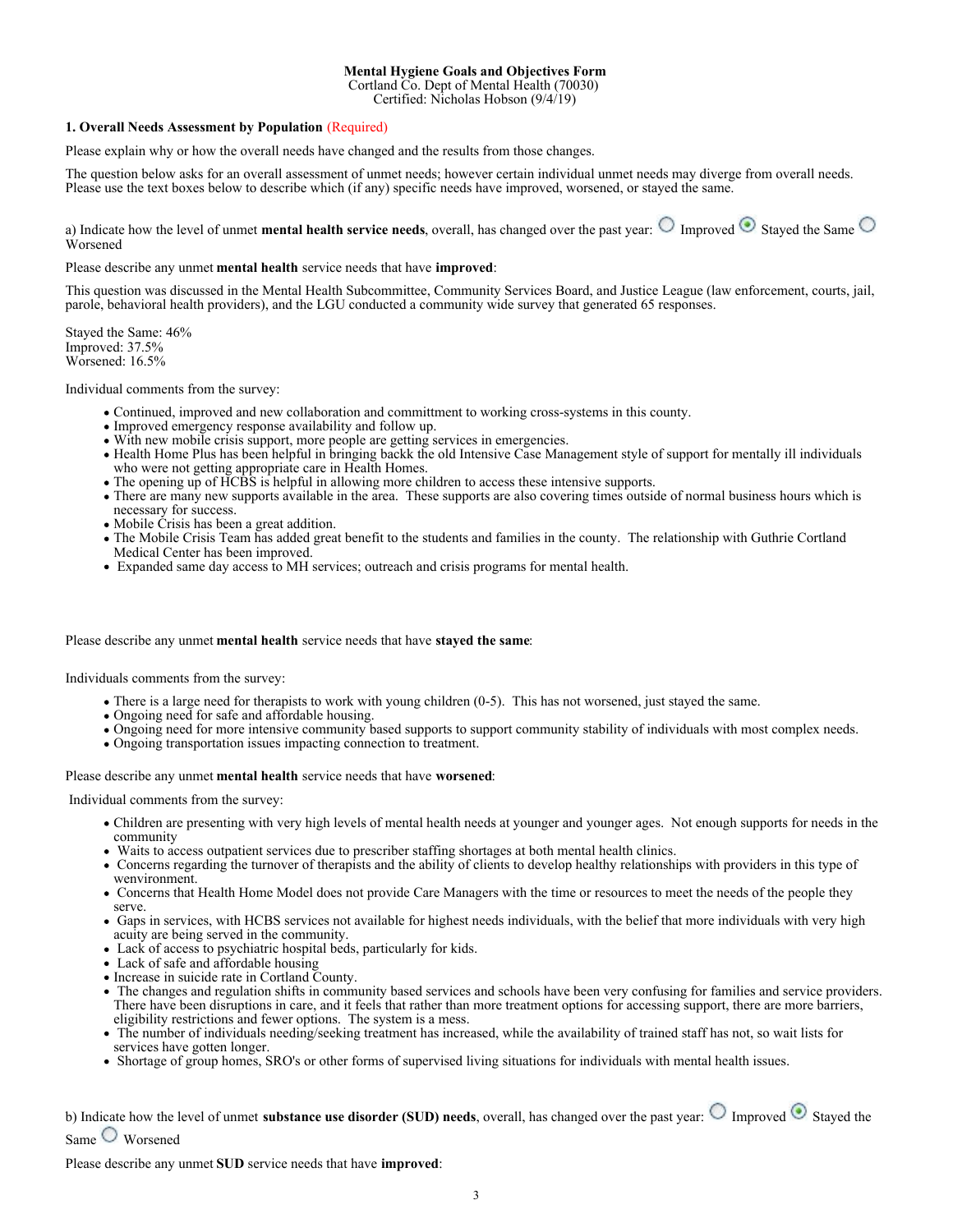**Mental Hygiene Goals and Objectives Form**
Cortland Co. Dept of Mental Health (70030)
Certified: Nicholas Hobson (9/4/19)

**1. Overall Needs Assessment by Population** (Required)

Please explain why or how the overall needs have changed and the results from those changes.

The question below asks for an overall assessment of unmet needs; however certain individual unmet needs may diverge from overall needs. Please use the text boxes below to describe which (if any) specific needs have improved, worsened, or stayed the same.

a) Indicate how the level of unmet **mental health service needs**, overall, has changed over the past year: ○ Improved ◉ Stayed the Same ○ Worsened

Please describe any unmet **mental health** service needs that have **improved**:

This question was discussed in the Mental Health Subcommittee, Community Services Board, and Justice League (law enforcement, courts, jail, parole, behavioral health providers), and the LGU conducted a community wide survey that generated 65 responses.

Stayed the Same: 46%
Improved: 37.5%
Worsened: 16.5%

Individual comments from the survey:

- Continued, improved and new collaboration and committment to working cross-systems in this county.
- Improved emergency response availability and follow up.
- With new mobile crisis support, more people are getting services in emergencies.
- Health Home Plus has been helpful in bringing backk the old Intensive Case Management style of support for mentally ill individuals who were not getting appropriate care in Health Homes.
- The opening up of HCBS is helpful in allowing more children to access these intensive supports.
- There are many new supports available in the area. These supports are also covering times outside of normal business hours which is necessary for success.
- Mobile Crisis has been a great addition.
- The Mobile Crisis Team has added great benefit to the students and families in the county. The relationship with Guthrie Cortland Medical Center has been improved.
- Expanded same day access to MH services; outreach and crisis programs for mental health.

Please describe any unmet **mental health** service needs that have **stayed the same**:

Individuals comments from the survey:

- There is a large need for therapists to work with young children (0-5). This has not worsened, just stayed the same.
- Ongoing need for safe and affordable housing.
- Ongoing need for more intensive community based supports to support community stability of individuals with most complex needs.
- Ongoing transportation issues impacting connection to treatment.

Please describe any unmet **mental health** service needs that have **worsened**:

Individual comments from the survey:

- Children are presenting with very high levels of mental health needs at younger and younger ages. Not enough supports for needs in the community
- Waits to access outpatient services due to prescriber staffing shortages at both mental health clinics.
- Concerns regarding the turnover of therapists and the ability of clients to develop healthy relationships with providers in this type of wenvironment.
- Concerns that Health Home Model does not provide Care Managers with the time or resources to meet the needs of the people they serve.
- Gaps in services, with HCBS services not available for highest needs individuals, with the belief that more individuals with very high acuity are being served in the community.
- Lack of access to psychiatric hospital beds, particularly for kids.
- Lack of safe and affordable housing
- Increase in suicide rate in Cortland County.
- The changes and regulation shifts in community based services and schools have been very confusing for families and service providers. There have been disruptions in care, and it feels that rather than more treatment options for accessing support, there are more barriers, eligibility restrictions and fewer options. The system is a mess.
- The number of individuals needing/seeking treatment has increased, while the availability of trained staff has not, so wait lists for services have gotten longer.
- Shortage of group homes, SRO's or other forms of supervised living situations for individuals with mental health issues.

b) Indicate how the level of unmet **substance use disorder (SUD) needs**, overall, has changed over the past year: ○ Improved ◉ Stayed the Same ○ Worsened

Please describe any unmet **SUD** service needs that have **improved**: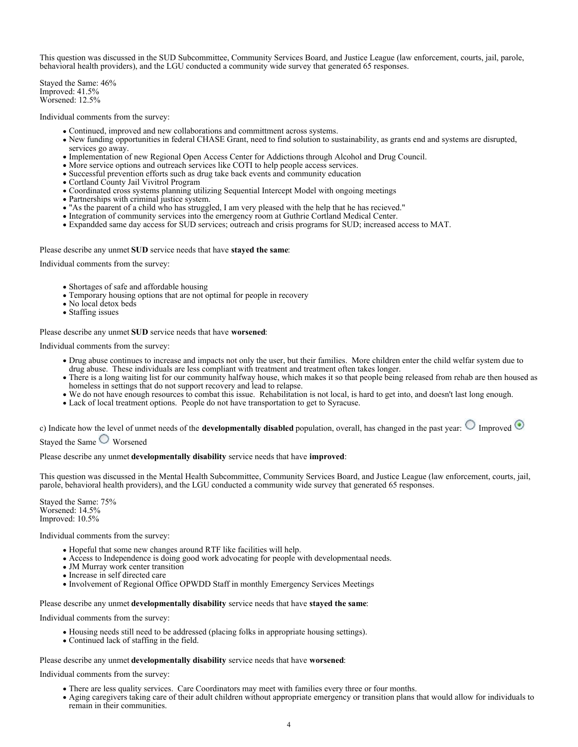This question was discussed in the SUD Subcommittee, Community Services Board, and Justice League (law enforcement, courts, jail, parole, behavioral health providers), and the LGU conducted a community wide survey that generated 65 responses.

Stayed the Same: 46%
Improved: 41.5%
Worsened: 12.5%

Individual comments from the survey:

- Continued, improved and new collaborations and committment across systems.
- New funding opportunities in federal CHASE Grant, need to find solution to sustainability, as grants end and systems are disrupted, services go away.
- Implementation of new Regional Open Access Center for Addictions through Alcohol and Drug Council.
- More service options and outreach services like COTI to help people access services.
- Successful prevention efforts such as drug take back events and community education
- Cortland County Jail Vivitrol Program
- Coordinated cross systems planning utilizing Sequential Intercept Model with ongoing meetings
- Partnerships with criminal justice system.
- "As the paarent of a child who has struggled, I am very pleased with the help that he has recieved."
- Integration of community services into the emergency room at Guthrie Cortland Medical Center.
- Expandded same day access for SUD services; outreach and crisis programs for SUD; increased access to MAT.

Please describe any unmet **SUD** service needs that have **stayed the same**:

Individual comments from the survey:

- Shortages of safe and affordable housing
- Temporary housing options that are not optimal for people in recovery
- No local detox beds
- Staffing issues

Please describe any unmet **SUD** service needs that have **worsened**:

Individual comments from the survey:

- Drug abuse continues to increase and impacts not only the user, but their families. More children enter the child welfar system due to drug abuse. These individuals are less compliant with treatment and treatment often takes longer.
- There is a long waiting list for our community halfway house, which makes it so that people being released from rehab are then housed as homeless in settings that do not support recovery and lead to relapse.
- We do not have enough resources to combat this issue. Rehabilitation is not local, is hard to get into, and doesn't last long enough.
- Lack of local treatment options. People do not have transportation to get to Syracuse.

c) Indicate how the level of unmet needs of the **developmentally disabled** population, overall, has changed in the past year: ○ Improved ◉ Stayed the Same ○ Worsened

Please describe any unmet **developmentally disability** service needs that have **improved**:

This question was discussed in the Mental Health Subcommittee, Community Services Board, and Justice League (law enforcement, courts, jail, parole, behavioral health providers), and the LGU conducted a community wide survey that generated 65 responses.

Stayed the Same: 75%
Worsened: 14.5%
Improved: 10.5%

Individual comments from the survey:

- Hopeful that some new changes around RTF like facilities will help.
- Access to Independence is doing good work advocating for people with developmentaal needs.
- JM Murray work center transition
- Increase in self directed care
- Involvement of Regional Office OPWDD Staff in monthly Emergency Services Meetings

Please describe any unmet **developmentally disability** service needs that have **stayed the same**:

Individual comments from the survey:

- Housing needs still need to be addressed (placing folks in appropriate housing settings).
- Continued lack of staffing in the field.

Please describe any unmet **developmentally disability** service needs that have **worsened**:

Individual comments from the survey:

- There are less quality services. Care Coordinators may meet with families every three or four months.
- Aging caregivers taking care of their adult children without appropriate emergency or transition plans that would allow for individuals to remain in their communities.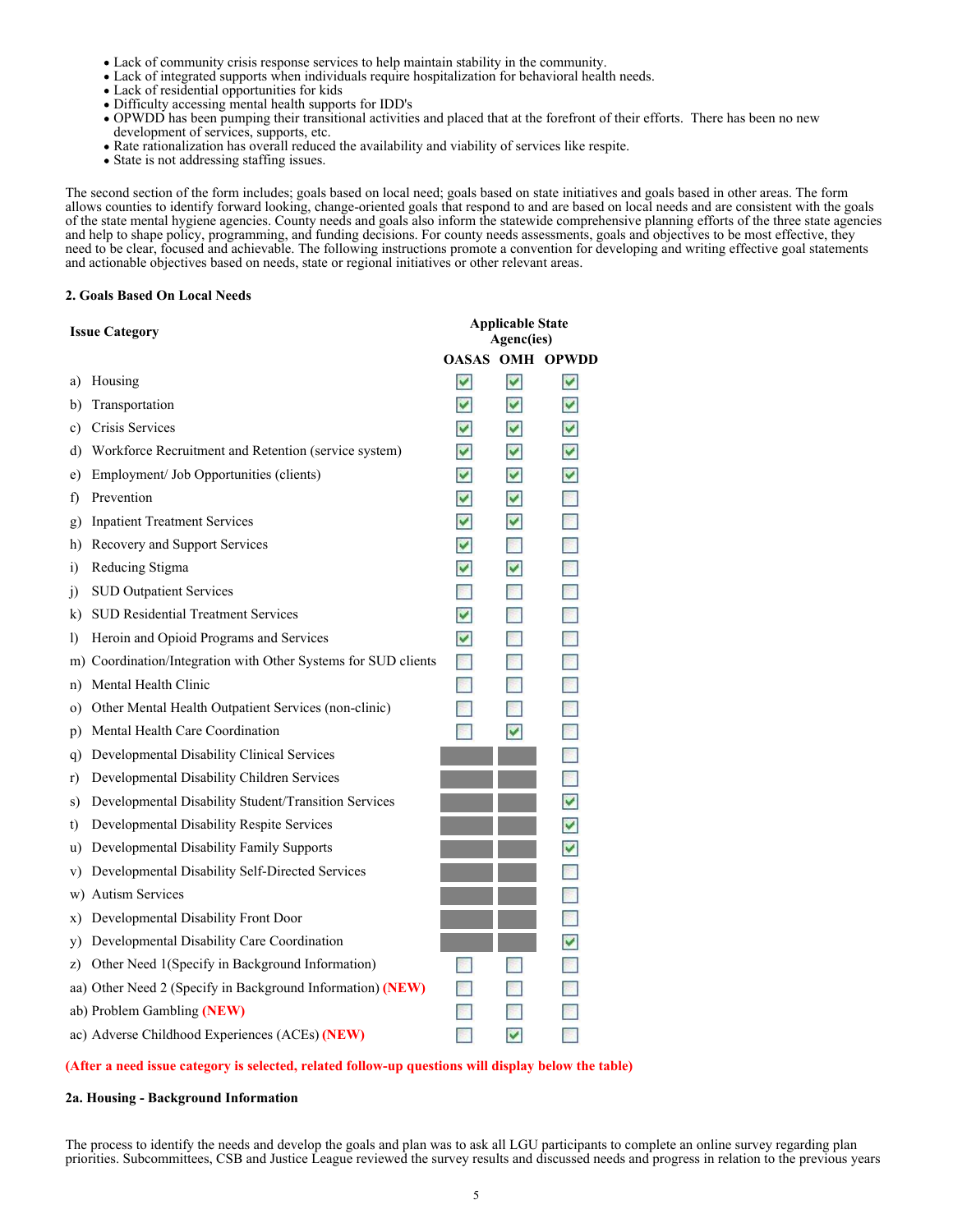- Lack of community crisis response services to help maintain stability in the community.
- Lack of integrated supports when individuals require hospitalization for behavioral health needs.
- Lack of residential opportunities for kids
- Difficulty accessing mental health supports for IDD's
- OPWDD has been pumping their transitional activities and placed that at the forefront of their efforts. There has been no new development of services, supports, etc.
- Rate rationalization has overall reduced the availability and viability of services like respite.
- State is not addressing staffing issues.

The second section of the form includes; goals based on local need; goals based on state initiatives and goals based in other areas. The form allows counties to identify forward looking, change-oriented goals that respond to and are based on local needs and are consistent with the goals of the state mental hygiene agencies. County needs and goals also inform the statewide comprehensive planning efforts of the three state agencies and help to shape policy, programming, and funding decisions. For county needs assessments, goals and objectives to be most effective, they need to be clear, focused and achievable. The following instructions promote a convention for developing and writing effective goal statements and actionable objectives based on needs, state or regional initiatives or other relevant areas.

**2. Goals Based On Local Needs**

| Issue Category | Applicable State Agenc(ies) | | |
|---|---|---|---|
| | OASAS | OMH | OPWDD |
| a) Housing | ☑ | ☑ | ☑ |
| b) Transportation | ☑ | ☑ | ☑ |
| c) Crisis Services | ☑ | ☑ | ☑ |
| d) Workforce Recruitment and Retention (service system) | ☑ | ☑ | ☑ |
| e) Employment/ Job Opportunities (clients) | ☑ | ☑ | ☑ |
| f) Prevention | ☑ | ☑ | ☐ |
| g) Inpatient Treatment Services | ☑ | ☑ | ☐ |
| h) Recovery and Support Services | ☑ | ☐ | ☐ |
| i) Reducing Stigma | ☑ | ☑ | ☐ |
| j) SUD Outpatient Services | ☐ | ☐ | ☐ |
| k) SUD Residential Treatment Services | ☑ | ☐ | ☐ |
| l) Heroin and Opioid Programs and Services | ☑ | ☐ | ☐ |
| m) Coordination/Integration with Other Systems for SUD clients | ☐ | ☐ | ☐ |
| n) Mental Health Clinic | ☐ | ☐ | ☐ |
| o) Other Mental Health Outpatient Services (non-clinic) | ☐ | ☐ | ☐ |
| p) Mental Health Care Coordination | ☐ | ☑ | ☐ |
| q) Developmental Disability Clinical Services | | | ☐ |
| r) Developmental Disability Children Services | | | ☐ |
| s) Developmental Disability Student/Transition Services | | | ☑ |
| t) Developmental Disability Respite Services | | | ☑ |
| u) Developmental Disability Family Supports | | | ☑ |
| v) Developmental Disability Self-Directed Services | | | ☐ |
| w) Autism Services | | | ☐ |
| x) Developmental Disability Front Door | | | ☐ |
| y) Developmental Disability Care Coordination | | | ☑ |
| z) Other Need 1(Specify in Background Information) | ☐ | ☐ | ☐ |
| aa) Other Need 2 (Specify in Background Information) **(NEW)** | ☐ | ☐ | ☐ |
| ab) Problem Gambling **(NEW)** | ☐ | ☐ | ☐ |
| ac) Adverse Childhood Experiences (ACEs) **(NEW)** | ☐ | ☑ | ☐ |

**(After a need issue category is selected, related follow-up questions will display below the table)**

**2a. Housing - Background Information**

The process to identify the needs and develop the goals and plan was to ask all LGU participants to complete an online survey regarding plan priorities. Subcommittees, CSB and Justice League reviewed the survey results and discussed needs and progress in relation to the previous years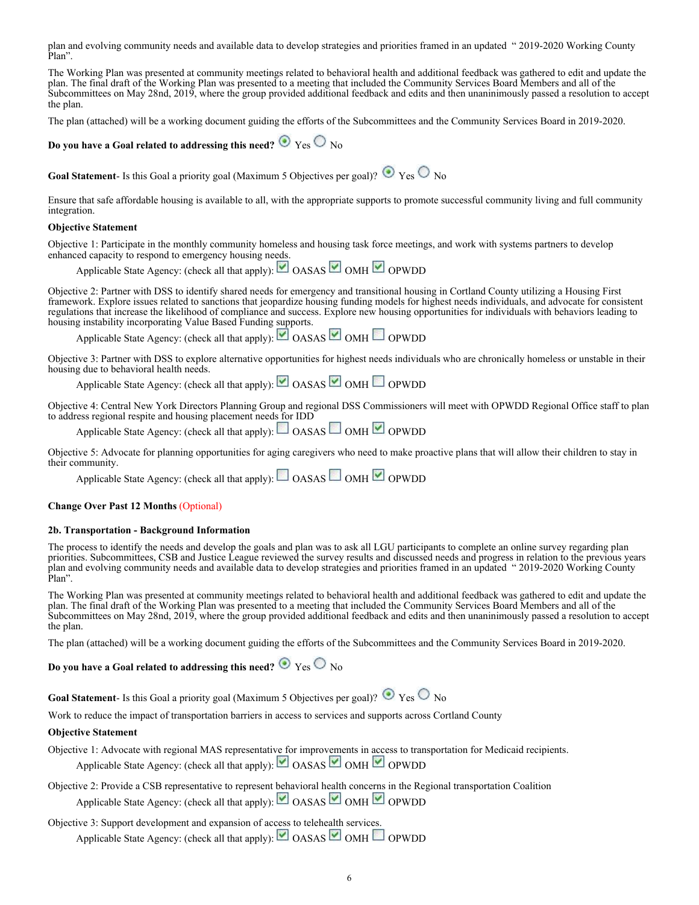plan and evolving community needs and available data to develop strategies and priorities framed in an updated " 2019-2020 Working County Plan".

The Working Plan was presented at community meetings related to behavioral health and additional feedback was gathered to edit and update the plan. The final draft of the Working Plan was presented to a meeting that included the Community Services Board Members and all of the Subcommittees on May 28nd, 2019, where the group provided additional feedback and edits and then unaninimously passed a resolution to accept the plan.

The plan (attached) will be a working document guiding the efforts of the Subcommittees and the Community Services Board in 2019-2020.

**Do you have a Goal related to addressing this need?** ◉ Yes ○ No

**Goal Statement**- Is this Goal a priority goal (Maximum 5 Objectives per goal)? ◉ Yes ○ No

Ensure that safe affordable housing is available to all, with the appropriate supports to promote successful community living and full community integration.

**Objective Statement**

Objective 1: Participate in the monthly community homeless and housing task force meetings, and work with systems partners to develop enhanced capacity to respond to emergency housing needs.

Applicable State Agency: (check all that apply): ☑ OASAS ☑ OMH ☑ OPWDD

Objective 2: Partner with DSS to identify shared needs for emergency and transitional housing in Cortland County utilizing a Housing First framework. Explore issues related to sanctions that jeopardize housing funding models for highest needs individuals, and advocate for consistent regulations that increase the likelihood of compliance and success. Explore new housing opportunities for individuals with behaviors leading to housing instability incorporating Value Based Funding supports.

Applicable State Agency: (check all that apply): ☑ OASAS ☑ OMH ☐ OPWDD

Objective 3: Partner with DSS to explore alternative opportunities for highest needs individuals who are chronically homeless or unstable in their housing due to behavioral health needs.

Applicable State Agency: (check all that apply): ☑ OASAS ☑ OMH ☐ OPWDD

Objective 4: Central New York Directors Planning Group and regional DSS Commissioners will meet with OPWDD Regional Office staff to plan to address regional respite and housing placement needs for IDD

Applicable State Agency: (check all that apply): ☐ OASAS ☐ OMH ☑ OPWDD

Objective 5: Advocate for planning opportunities for aging caregivers who need to make proactive plans that will allow their children to stay in their community.

Applicable State Agency: (check all that apply): ☐ OASAS ☐ OMH ☑ OPWDD

**Change Over Past 12 Months** (Optional)

### 2b. Transportation - Background Information

The process to identify the needs and develop the goals and plan was to ask all LGU participants to complete an online survey regarding plan priorities. Subcommittees, CSB and Justice League reviewed the survey results and discussed needs and progress in relation to the previous years plan and evolving community needs and available data to develop strategies and priorities framed in an updated " 2019-2020 Working County Plan".

The Working Plan was presented at community meetings related to behavioral health and additional feedback was gathered to edit and update the plan. The final draft of the Working Plan was presented to a meeting that included the Community Services Board Members and all of the Subcommittees on May 28nd, 2019, where the group provided additional feedback and edits and then unaninimously passed a resolution to accept the plan.

The plan (attached) will be a working document guiding the efforts of the Subcommittees and the Community Services Board in 2019-2020.

**Do you have a Goal related to addressing this need?** ◉ Yes ○ No

**Goal Statement**- Is this Goal a priority goal (Maximum 5 Objectives per goal)? ◉ Yes ○ No

Work to reduce the impact of transportation barriers in access to services and supports across Cortland County

**Objective Statement**

Objective 1: Advocate with regional MAS representative for improvements in access to transportation for Medicaid recipients.

Applicable State Agency: (check all that apply): ☑ OASAS ☑ OMH ☑ OPWDD

Objective 2: Provide a CSB representative to represent behavioral health concerns in the Regional transportation Coalition

Applicable State Agency: (check all that apply): ☑ OASAS ☑ OMH ☑ OPWDD

Objective 3: Support development and expansion of access to telehealth services.

Applicable State Agency: (check all that apply): ☑ OASAS ☑ OMH ☐ OPWDD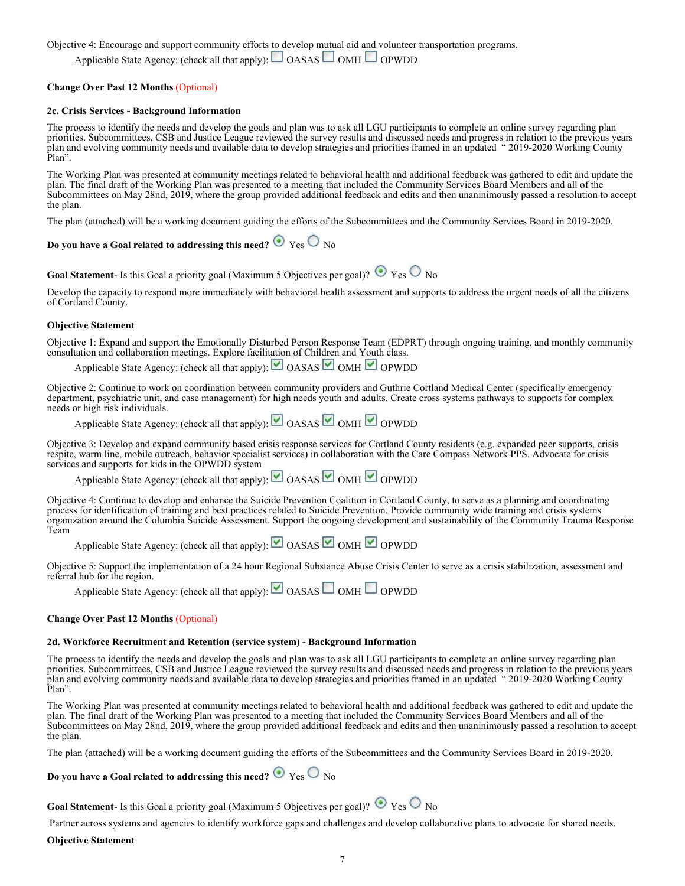Objective 4: Encourage and support community efforts to develop mutual aid and volunteer transportation programs.

Applicable State Agency: (check all that apply): ☐ OASAS ☐ OMH ☐ OPWDD

**Change Over Past 12 Months** (Optional)

**2c. Crisis Services - Background Information**

The process to identify the needs and develop the goals and plan was to ask all LGU participants to complete an online survey regarding plan priorities. Subcommittees, CSB and Justice League reviewed the survey results and discussed needs and progress in relation to the previous years plan and evolving community needs and available data to develop strategies and priorities framed in an updated " 2019-2020 Working County Plan".

The Working Plan was presented at community meetings related to behavioral health and additional feedback was gathered to edit and update the plan. The final draft of the Working Plan was presented to a meeting that included the Community Services Board Members and all of the Subcommittees on May 28nd, 2019, where the group provided additional feedback and edits and then unaninimously passed a resolution to accept the plan.

The plan (attached) will be a working document guiding the efforts of the Subcommittees and the Community Services Board in 2019-2020.

**Do you have a Goal related to addressing this need?** ◉ Yes ○ No

**Goal Statement**- Is this Goal a priority goal (Maximum 5 Objectives per goal)? ◉ Yes ○ No

Develop the capacity to respond more immediately with behavioral health assessment and supports to address the urgent needs of all the citizens of Cortland County.

**Objective Statement**

Objective 1: Expand and support the Emotionally Disturbed Person Response Team (EDPRT) through ongoing training, and monthly community consultation and collaboration meetings. Explore facilitation of Children and Youth class.

Applicable State Agency: (check all that apply): ☑ OASAS ☑ OMH ☑ OPWDD

Objective 2: Continue to work on coordination between community providers and Guthrie Cortland Medical Center (specifically emergency department, psychiatric unit, and case management) for high needs youth and adults. Create cross systems pathways to supports for complex needs or high risk individuals.

Applicable State Agency: (check all that apply): ☑ OASAS ☑ OMH ☑ OPWDD

Objective 3: Develop and expand community based crisis response services for Cortland County residents (e.g. expanded peer supports, crisis respite, warm line, mobile outreach, behavior specialist services) in collaboration with the Care Compass Network PPS. Advocate for crisis services and supports for kids in the OPWDD system

Applicable State Agency: (check all that apply): ☑ OASAS ☑ OMH ☑ OPWDD

Objective 4: Continue to develop and enhance the Suicide Prevention Coalition in Cortland County, to serve as a planning and coordinating process for identification of training and best practices related to Suicide Prevention. Provide community wide training and crisis systems organization around the Columbia Suicide Assessment. Support the ongoing development and sustainability of the Community Trauma Response Team

Applicable State Agency: (check all that apply): ☑ OASAS ☑ OMH ☑ OPWDD

Objective 5: Support the implementation of a 24 hour Regional Substance Abuse Crisis Center to serve as a crisis stabilization, assessment and referral hub for the region.

Applicable State Agency: (check all that apply): ☑ OASAS ☐ OMH ☐ OPWDD

**Change Over Past 12 Months** (Optional)

**2d. Workforce Recruitment and Retention (service system) - Background Information**

The process to identify the needs and develop the goals and plan was to ask all LGU participants to complete an online survey regarding plan priorities. Subcommittees, CSB and Justice League reviewed the survey results and discussed needs and progress in relation to the previous years plan and evolving community needs and available data to develop strategies and priorities framed in an updated " 2019-2020 Working County Plan".

The Working Plan was presented at community meetings related to behavioral health and additional feedback was gathered to edit and update the plan. The final draft of the Working Plan was presented to a meeting that included the Community Services Board Members and all of the Subcommittees on May 28nd, 2019, where the group provided additional feedback and edits and then unaninimously passed a resolution to accept the plan.

The plan (attached) will be a working document guiding the efforts of the Subcommittees and the Community Services Board in 2019-2020.

**Do you have a Goal related to addressing this need?** ◉ Yes ○ No

**Goal Statement**- Is this Goal a priority goal (Maximum 5 Objectives per goal)? ◉ Yes ○ No

Partner across systems and agencies to identify workforce gaps and challenges and develop collaborative plans to advocate for shared needs.

**Objective Statement**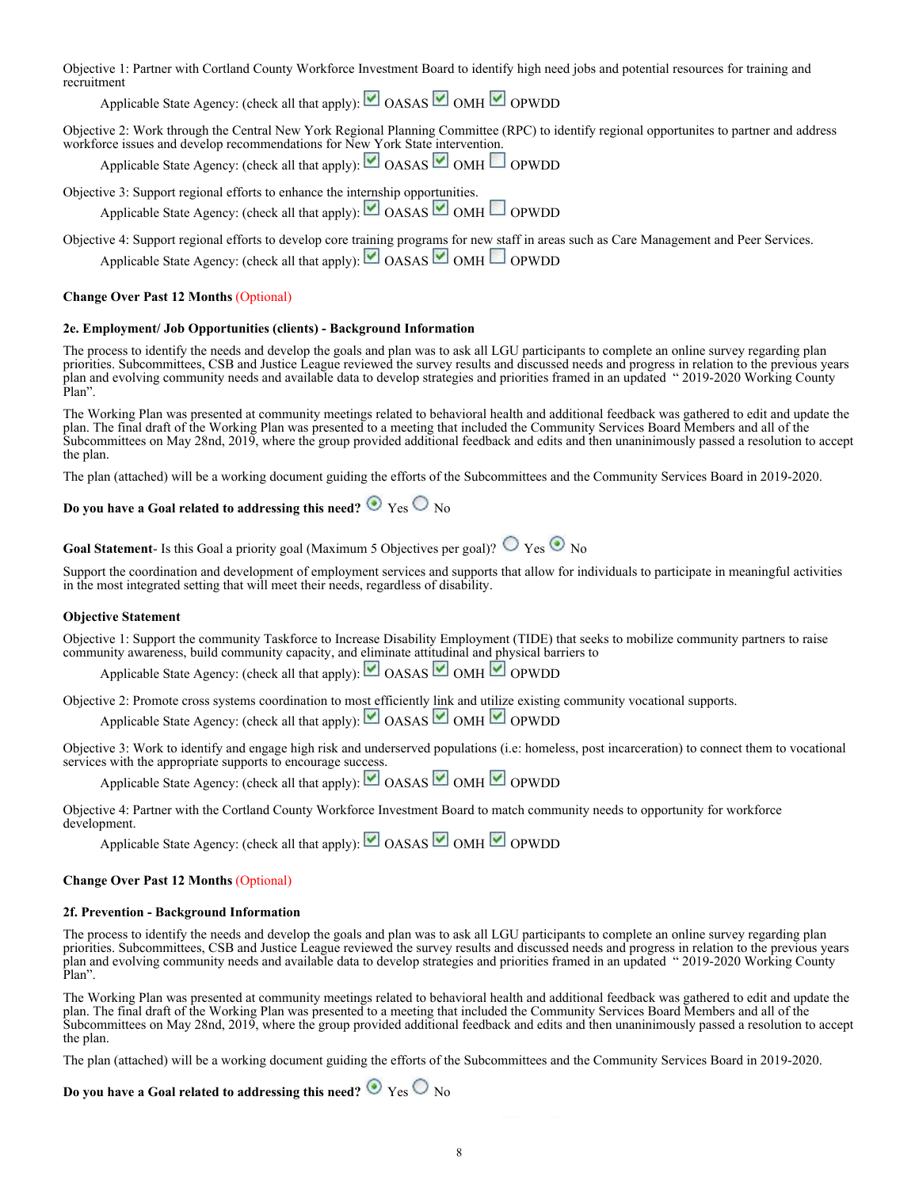Objective 1: Partner with Cortland County Workforce Investment Board to identify high need jobs and potential resources for training and recruitment

Applicable State Agency: (check all that apply): ☑ OASAS ☑ OMH ☑ OPWDD

Objective 2: Work through the Central New York Regional Planning Committee (RPC) to identify regional opportunites to partner and address workforce issues and develop recommendations for New York State intervention.

Applicable State Agency: (check all that apply): ☑ OASAS ☑ OMH ☐ OPWDD

Objective 3: Support regional efforts to enhance the internship opportunities.

Applicable State Agency: (check all that apply): ☑ OASAS ☑ OMH ☐ OPWDD

Objective 4: Support regional efforts to develop core training programs for new staff in areas such as Care Management and Peer Services.

Applicable State Agency: (check all that apply): ☑ OASAS ☑ OMH ☐ OPWDD

**Change Over Past 12 Months** (Optional)

**2e. Employment/ Job Opportunities (clients) - Background Information**

The process to identify the needs and develop the goals and plan was to ask all LGU participants to complete an online survey regarding plan priorities. Subcommittees, CSB and Justice League reviewed the survey results and discussed needs and progress in relation to the previous years plan and evolving community needs and available data to develop strategies and priorities framed in an updated " 2019-2020 Working County Plan".

The Working Plan was presented at community meetings related to behavioral health and additional feedback was gathered to edit and update the plan. The final draft of the Working Plan was presented to a meeting that included the Community Services Board Members and all of the Subcommittees on May 28nd, 2019, where the group provided additional feedback and edits and then unaninimously passed a resolution to accept the plan.

The plan (attached) will be a working document guiding the efforts of the Subcommittees and the Community Services Board in 2019-2020.

**Do you have a Goal related to addressing this need?** ◉ Yes ○ No

**Goal Statement**- Is this Goal a priority goal (Maximum 5 Objectives per goal)? ○ Yes ◉ No

Support the coordination and development of employment services and supports that allow for individuals to participate in meaningful activities in the most integrated setting that will meet their needs, regardless of disability.

**Objective Statement**

Objective 1: Support the community Taskforce to Increase Disability Employment (TIDE) that seeks to mobilize community partners to raise community awareness, build community capacity, and eliminate attitudinal and physical barriers to

Applicable State Agency: (check all that apply): ☑ OASAS ☑ OMH ☑ OPWDD

Objective 2: Promote cross systems coordination to most efficiently link and utilize existing community vocational supports.

Applicable State Agency: (check all that apply): ☑ OASAS ☑ OMH ☑ OPWDD

Objective 3: Work to identify and engage high risk and underserved populations (i.e: homeless, post incarceration) to connect them to vocational services with the appropriate supports to encourage success.

Applicable State Agency: (check all that apply): ☑ OASAS ☑ OMH ☑ OPWDD

Objective 4: Partner with the Cortland County Workforce Investment Board to match community needs to opportunity for workforce development.

Applicable State Agency: (check all that apply): ☑ OASAS ☑ OMH ☑ OPWDD

**Change Over Past 12 Months** (Optional)

**2f. Prevention - Background Information**

The process to identify the needs and develop the goals and plan was to ask all LGU participants to complete an online survey regarding plan priorities. Subcommittees, CSB and Justice League reviewed the survey results and discussed needs and progress in relation to the previous years plan and evolving community needs and available data to develop strategies and priorities framed in an updated " 2019-2020 Working County Plan".

The Working Plan was presented at community meetings related to behavioral health and additional feedback was gathered to edit and update the plan. The final draft of the Working Plan was presented to a meeting that included the Community Services Board Members and all of the Subcommittees on May 28nd, 2019, where the group provided additional feedback and edits and then unaninimously passed a resolution to accept the plan.

The plan (attached) will be a working document guiding the efforts of the Subcommittees and the Community Services Board in 2019-2020.

**Do you have a Goal related to addressing this need?** ◉ Yes ○ No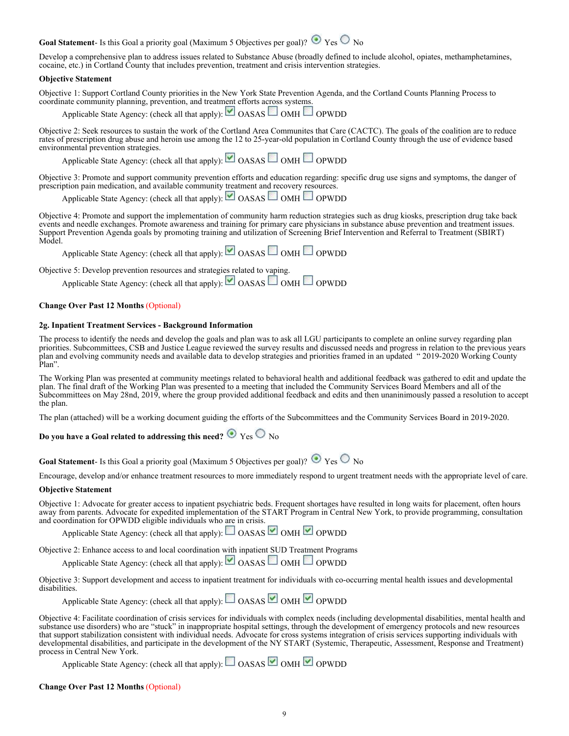**Goal Statement**- Is this Goal a priority goal (Maximum 5 Objectives per goal)? ◉ Yes ○ No

Develop a comprehensive plan to address issues related to Substance Abuse (broadly defined to include alcohol, opiates, methamphetamines, cocaine, etc.) in Cortland County that includes prevention, treatment and crisis intervention strategies.

**Objective Statement**

Objective 1: Support Cortland County priorities in the New York State Prevention Agenda, and the Cortland Counts Planning Process to coordinate community planning, prevention, and treatment efforts across systems.

Applicable State Agency: (check all that apply): ☑ OASAS ☐ OMH ☐ OPWDD

Objective 2: Seek resources to sustain the work of the Cortland Area Communites that Care (CACTC). The goals of the coalition are to reduce rates of prescription drug abuse and heroin use among the 12 to 25-year-old population in Cortland County through the use of evidence based environmental prevention strategies.

Applicable State Agency: (check all that apply): ☑ OASAS ☐ OMH ☐ OPWDD

Objective 3: Promote and support community prevention efforts and education regarding: specific drug use signs and symptoms, the danger of prescription pain medication, and available community treatment and recovery resources.

Applicable State Agency: (check all that apply): ☑ OASAS ☐ OMH ☐ OPWDD

Objective 4: Promote and support the implementation of community harm reduction strategies such as drug kiosks, prescription drug take back events and needle exchanges. Promote awareness and training for primary care physicians in substance abuse prevention and treatment issues. Support Prevention Agenda goals by promoting training and utilization of Screening Brief Intervention and Referral to Treatment (SBIRT) Model.

Applicable State Agency: (check all that apply): ☑ OASAS ☐ OMH ☐ OPWDD

Objective 5: Develop prevention resources and strategies related to vaping.

Applicable State Agency: (check all that apply): ☑ OASAS ☐ OMH ☐ OPWDD

**Change Over Past 12 Months** (Optional)

**2g. Inpatient Treatment Services - Background Information**

The process to identify the needs and develop the goals and plan was to ask all LGU participants to complete an online survey regarding plan priorities. Subcommittees, CSB and Justice League reviewed the survey results and discussed needs and progress in relation to the previous years plan and evolving community needs and available data to develop strategies and priorities framed in an updated " 2019-2020 Working County Plan".

The Working Plan was presented at community meetings related to behavioral health and additional feedback was gathered to edit and update the plan. The final draft of the Working Plan was presented to a meeting that included the Community Services Board Members and all of the Subcommittees on May 28nd, 2019, where the group provided additional feedback and edits and then unaninimously passed a resolution to accept the plan.

The plan (attached) will be a working document guiding the efforts of the Subcommittees and the Community Services Board in 2019-2020.

**Do you have a Goal related to addressing this need?** ◉ Yes ○ No

**Goal Statement**- Is this Goal a priority goal (Maximum 5 Objectives per goal)? ◉ Yes ○ No

Encourage, develop and/or enhance treatment resources to more immediately respond to urgent treatment needs with the appropriate level of care.

**Objective Statement**

Objective 1: Advocate for greater access to inpatient psychiatric beds. Frequent shortages have resulted in long waits for placement, often hours away from parents. Advocate for expedited implementation of the START Program in Central New York, to provide programming, consultation and coordination for OPWDD eligible individuals who are in crisis.

Applicable State Agency: (check all that apply): ☐ OASAS ☑ OMH ☑ OPWDD

Objective 2: Enhance access to and local coordination with inpatient SUD Treatment Programs

Applicable State Agency: (check all that apply): ☑ OASAS ☐ OMH ☐ OPWDD

Objective 3: Support development and access to inpatient treatment for individuals with co-occurring mental health issues and developmental disabilities.

Applicable State Agency: (check all that apply): ☐ OASAS ☑ OMH ☑ OPWDD

Objective 4: Facilitate coordination of crisis services for individuals with complex needs (including developmental disabilities, mental health and substance use disorders) who are "stuck" in inappropriate hospital settings, through the development of emergency protocols and new resources that support stabilization consistent with individual needs. Advocate for cross systems integration of crisis services supporting individuals with developmental disabilities, and participate in the development of the NY START (Systemic, Therapeutic, Assessment, Response and Treatment) process in Central New York.

Applicable State Agency: (check all that apply): ☐ OASAS ☑ OMH ☑ OPWDD

**Change Over Past 12 Months** (Optional)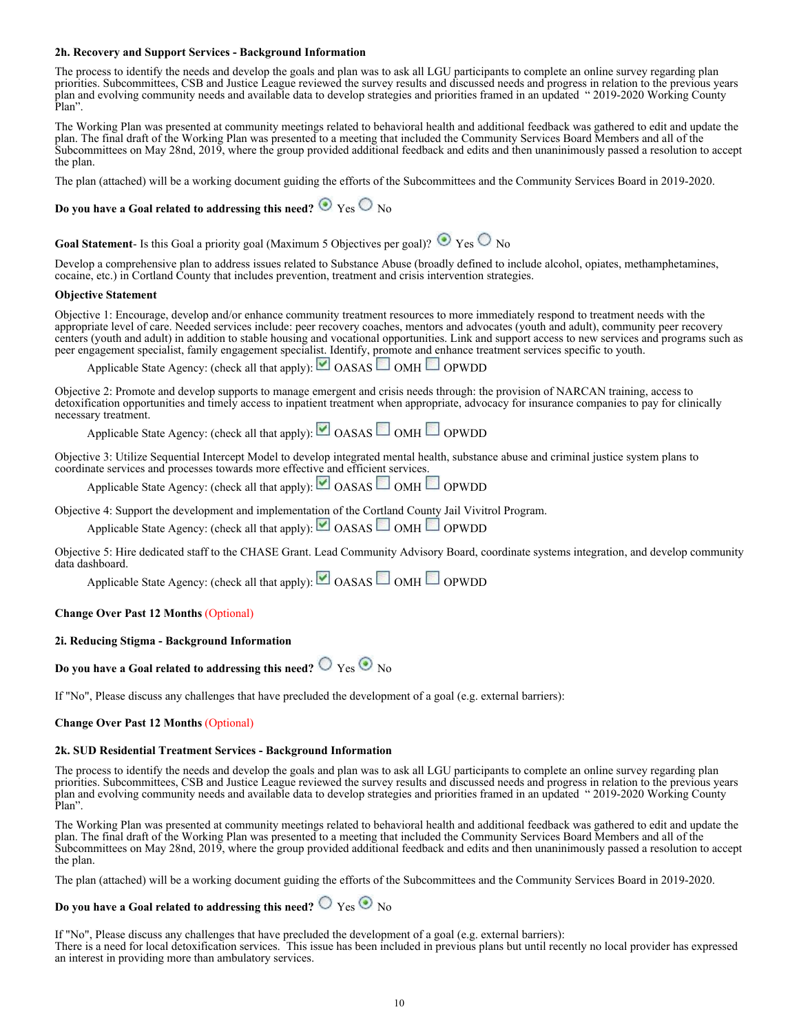#### 2h. Recovery and Support Services - Background Information

The process to identify the needs and develop the goals and plan was to ask all LGU participants to complete an online survey regarding plan priorities. Subcommittees, CSB and Justice League reviewed the survey results and discussed needs and progress in relation to the previous years plan and evolving community needs and available data to develop strategies and priorities framed in an updated " 2019-2020 Working County Plan".

The Working Plan was presented at community meetings related to behavioral health and additional feedback was gathered to edit and update the plan. The final draft of the Working Plan was presented to a meeting that included the Community Services Board Members and all of the Subcommittees on May 28nd, 2019, where the group provided additional feedback and edits and then unaninimously passed a resolution to accept the plan.

The plan (attached) will be a working document guiding the efforts of the Subcommittees and the Community Services Board in 2019-2020.

**Do you have a Goal related to addressing this need?** (x) Yes ( ) No

**Goal Statement**- Is this Goal a priority goal (Maximum 5 Objectives per goal)? (x) Yes ( ) No

Develop a comprehensive plan to address issues related to Substance Abuse (broadly defined to include alcohol, opiates, methamphetamines, cocaine, etc.) in Cortland County that includes prevention, treatment and crisis intervention strategies.

**Objective Statement**

Objective 1: Encourage, develop and/or enhance community treatment resources to more immediately respond to treatment needs with the appropriate level of care. Needed services include: peer recovery coaches, mentors and advocates (youth and adult), community peer recovery centers (youth and adult) in addition to stable housing and vocational opportunities. Link and support access to new services and programs such as peer engagement specialist, family engagement specialist. Identify, promote and enhance treatment services specific to youth.

Applicable State Agency: (check all that apply): [x] OASAS [ ] OMH [ ] OPWDD

Objective 2: Promote and develop supports to manage emergent and crisis needs through: the provision of NARCAN training, access to detoxification opportunities and timely access to inpatient treatment when appropriate, advocacy for insurance companies to pay for clinically necessary treatment.

Applicable State Agency: (check all that apply): [x] OASAS [ ] OMH [ ] OPWDD

Objective 3: Utilize Sequential Intercept Model to develop integrated mental health, substance abuse and criminal justice system plans to coordinate services and processes towards more effective and efficient services.

Applicable State Agency: (check all that apply): [x] OASAS [ ] OMH [ ] OPWDD

Objective 4: Support the development and implementation of the Cortland County Jail Vivitrol Program.

Applicable State Agency: (check all that apply): [x] OASAS [ ] OMH [ ] OPWDD

Objective 5: Hire dedicated staff to the CHASE Grant. Lead Community Advisory Board, coordinate systems integration, and develop community data dashboard.

Applicable State Agency: (check all that apply): [x] OASAS [ ] OMH [ ] OPWDD

**Change Over Past 12 Months** (Optional)

#### 2i. Reducing Stigma - Background Information

**Do you have a Goal related to addressing this need?** ( ) Yes (x) No

If "No", Please discuss any challenges that have precluded the development of a goal (e.g. external barriers):

**Change Over Past 12 Months** (Optional)

#### 2k. SUD Residential Treatment Services - Background Information

The process to identify the needs and develop the goals and plan was to ask all LGU participants to complete an online survey regarding plan priorities. Subcommittees, CSB and Justice League reviewed the survey results and discussed needs and progress in relation to the previous years plan and evolving community needs and available data to develop strategies and priorities framed in an updated " 2019-2020 Working County Plan".

The Working Plan was presented at community meetings related to behavioral health and additional feedback was gathered to edit and update the plan. The final draft of the Working Plan was presented to a meeting that included the Community Services Board Members and all of the Subcommittees on May 28nd, 2019, where the group provided additional feedback and edits and then unaninimously passed a resolution to accept the plan.

The plan (attached) will be a working document guiding the efforts of the Subcommittees and the Community Services Board in 2019-2020.

**Do you have a Goal related to addressing this need?** ( ) Yes (x) No

If "No", Please discuss any challenges that have precluded the development of a goal (e.g. external barriers):
There is a need for local detoxification services. This issue has been included in previous plans but until recently no local provider has expressed an interest in providing more than ambulatory services.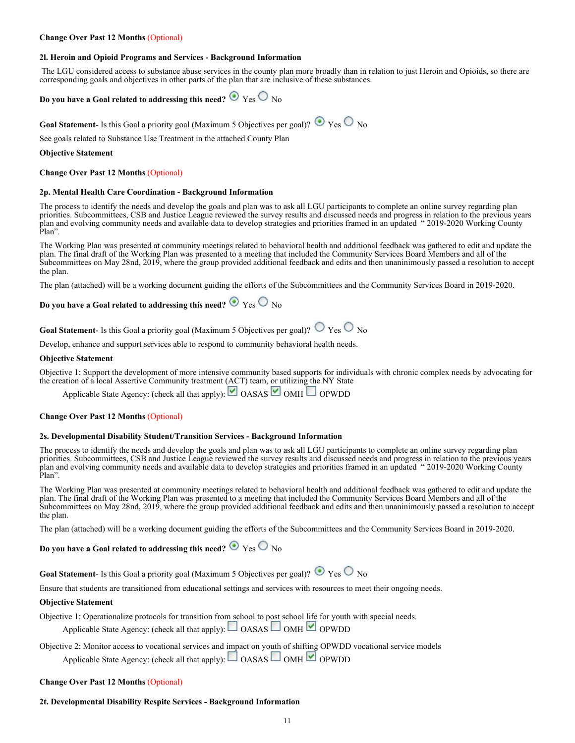**Change Over Past 12 Months** (Optional)

**2l. Heroin and Opioid Programs and Services - Background Information**

The LGU considered access to substance abuse services in the county plan more broadly than in relation to just Heroin and Opioids, so there are corresponding goals and objectives in other parts of the plan that are inclusive of these substances.

**Do you have a Goal related to addressing this need?** ◉ Yes ○ No

**Goal Statement**- Is this Goal a priority goal (Maximum 5 Objectives per goal)? ◉ Yes ○ No

See goals related to Substance Use Treatment in the attached County Plan

**Objective Statement**

**Change Over Past 12 Months** (Optional)

**2p. Mental Health Care Coordination - Background Information**

The process to identify the needs and develop the goals and plan was to ask all LGU participants to complete an online survey regarding plan priorities. Subcommittees, CSB and Justice League reviewed the survey results and discussed needs and progress in relation to the previous years plan and evolving community needs and available data to develop strategies and priorities framed in an updated " 2019-2020 Working County Plan".

The Working Plan was presented at community meetings related to behavioral health and additional feedback was gathered to edit and update the plan. The final draft of the Working Plan was presented to a meeting that included the Community Services Board Members and all of the Subcommittees on May 28nd, 2019, where the group provided additional feedback and edits and then unaninimously passed a resolution to accept the plan.

The plan (attached) will be a working document guiding the efforts of the Subcommittees and the Community Services Board in 2019-2020.

**Do you have a Goal related to addressing this need?** ◉ Yes ○ No

**Goal Statement**- Is this Goal a priority goal (Maximum 5 Objectives per goal)? ○ Yes ○ No

Develop, enhance and support services able to respond to community behavioral health needs.

**Objective Statement**

Objective 1: Support the development of more intensive community based supports for individuals with chronic complex needs by advocating for the creation of a local Assertive Community treatment (ACT) team, or utilizing the NY State

Applicable State Agency: (check all that apply): ☑ OASAS ☑ OMH ☐ OPWDD

**Change Over Past 12 Months** (Optional)

**2s. Developmental Disability Student/Transition Services - Background Information**

The process to identify the needs and develop the goals and plan was to ask all LGU participants to complete an online survey regarding plan priorities. Subcommittees, CSB and Justice League reviewed the survey results and discussed needs and progress in relation to the previous years plan and evolving community needs and available data to develop strategies and priorities framed in an updated " 2019-2020 Working County Plan".

The Working Plan was presented at community meetings related to behavioral health and additional feedback was gathered to edit and update the plan. The final draft of the Working Plan was presented to a meeting that included the Community Services Board Members and all of the Subcommittees on May 28nd, 2019, where the group provided additional feedback and edits and then unaninimously passed a resolution to accept the plan.

The plan (attached) will be a working document guiding the efforts of the Subcommittees and the Community Services Board in 2019-2020.

**Do you have a Goal related to addressing this need?** ◉ Yes ○ No

**Goal Statement**- Is this Goal a priority goal (Maximum 5 Objectives per goal)? ◉ Yes ○ No

Ensure that students are transitioned from educational settings and services with resources to meet their ongoing needs.

**Objective Statement**

Objective 1: Operationalize protocols for transition from school to post school life for youth with special needs.

Applicable State Agency: (check all that apply): ☐ OASAS ☐ OMH ☑ OPWDD

Objective 2: Monitor access to vocational services and impact on youth of shifting OPWDD vocational service models

Applicable State Agency: (check all that apply): ☐ OASAS ☐ OMH ☑ OPWDD

**Change Over Past 12 Months** (Optional)

**2t. Developmental Disability Respite Services - Background Information**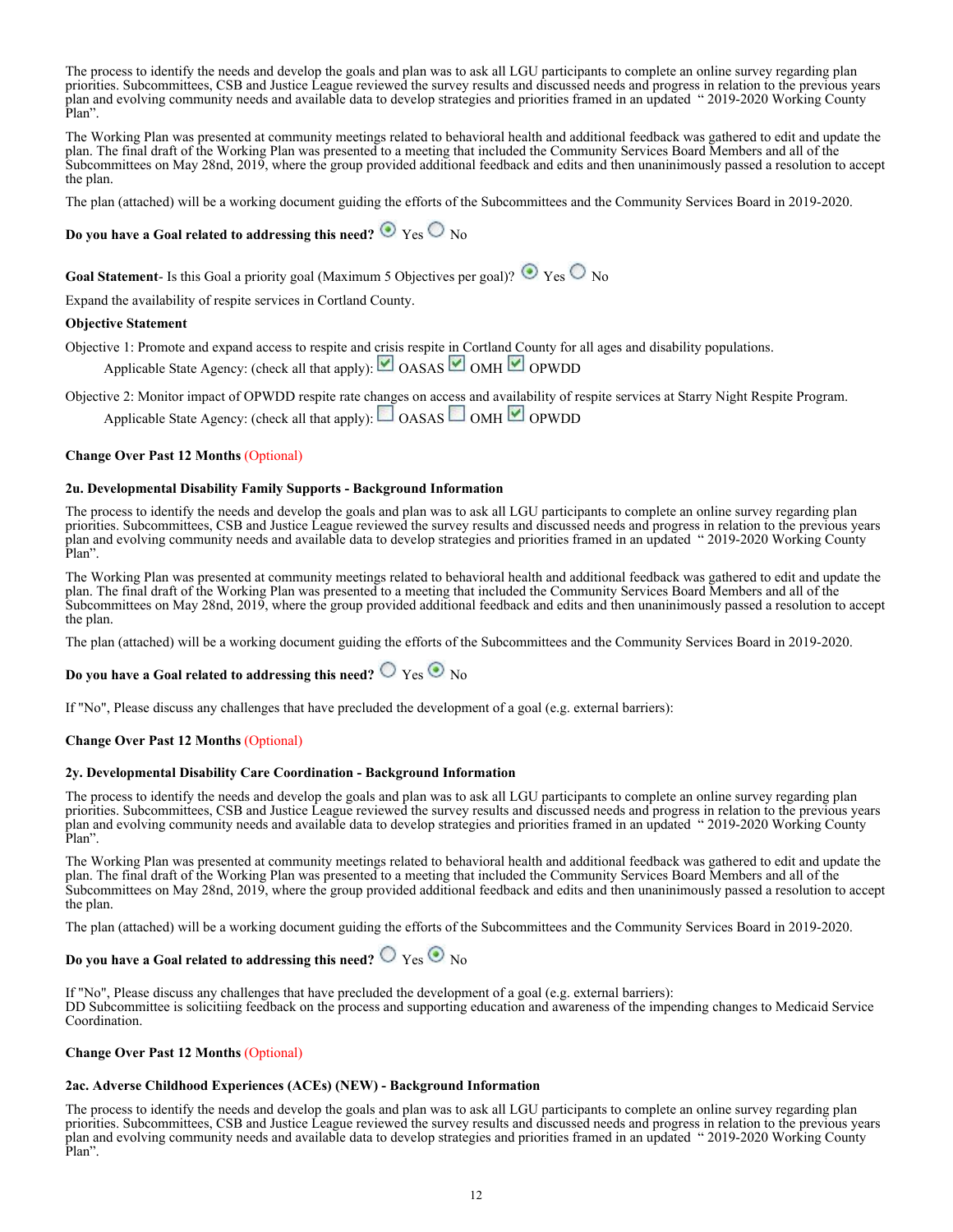The process to identify the needs and develop the goals and plan was to ask all LGU participants to complete an online survey regarding plan priorities. Subcommittees, CSB and Justice League reviewed the survey results and discussed needs and progress in relation to the previous years plan and evolving community needs and available data to develop strategies and priorities framed in an updated " 2019-2020 Working County Plan".

The Working Plan was presented at community meetings related to behavioral health and additional feedback was gathered to edit and update the plan. The final draft of the Working Plan was presented to a meeting that included the Community Services Board Members and all of the Subcommittees on May 28nd, 2019, where the group provided additional feedback and edits and then unaninimously passed a resolution to accept the plan.

The plan (attached) will be a working document guiding the efforts of the Subcommittees and the Community Services Board in 2019-2020.

**Do you have a Goal related to addressing this need?** ◉ Yes ○ No

**Goal Statement**- Is this Goal a priority goal (Maximum 5 Objectives per goal)? ◉ Yes ○ No

Expand the availability of respite services in Cortland County.

**Objective Statement**

Objective 1: Promote and expand access to respite and crisis respite in Cortland County for all ages and disability populations.

Applicable State Agency: (check all that apply): ☑ OASAS ☑ OMH ☑ OPWDD

Objective 2: Monitor impact of OPWDD respite rate changes on access and availability of respite services at Starry Night Respite Program.

Applicable State Agency: (check all that apply): ☐ OASAS ☐ OMH ☑ OPWDD

**Change Over Past 12 Months** (Optional)

**2u. Developmental Disability Family Supports - Background Information**

The process to identify the needs and develop the goals and plan was to ask all LGU participants to complete an online survey regarding plan priorities. Subcommittees, CSB and Justice League reviewed the survey results and discussed needs and progress in relation to the previous years plan and evolving community needs and available data to develop strategies and priorities framed in an updated " 2019-2020 Working County Plan".

The Working Plan was presented at community meetings related to behavioral health and additional feedback was gathered to edit and update the plan. The final draft of the Working Plan was presented to a meeting that included the Community Services Board Members and all of the Subcommittees on May 28nd, 2019, where the group provided additional feedback and edits and then unaninimously passed a resolution to accept the plan.

The plan (attached) will be a working document guiding the efforts of the Subcommittees and the Community Services Board in 2019-2020.

**Do you have a Goal related to addressing this need?** ○ Yes ◉ No

If "No", Please discuss any challenges that have precluded the development of a goal (e.g. external barriers):

**Change Over Past 12 Months** (Optional)

**2y. Developmental Disability Care Coordination - Background Information**

The process to identify the needs and develop the goals and plan was to ask all LGU participants to complete an online survey regarding plan priorities. Subcommittees, CSB and Justice League reviewed the survey results and discussed needs and progress in relation to the previous years plan and evolving community needs and available data to develop strategies and priorities framed in an updated " 2019-2020 Working County Plan".

The Working Plan was presented at community meetings related to behavioral health and additional feedback was gathered to edit and update the plan. The final draft of the Working Plan was presented to a meeting that included the Community Services Board Members and all of the Subcommittees on May 28nd, 2019, where the group provided additional feedback and edits and then unaninimously passed a resolution to accept the plan.

The plan (attached) will be a working document guiding the efforts of the Subcommittees and the Community Services Board in 2019-2020.

**Do you have a Goal related to addressing this need?** ○ Yes ◉ No

If "No", Please discuss any challenges that have precluded the development of a goal (e.g. external barriers):
DD Subcommittee is soliciting feedback on the process and supporting education and awareness of the impending changes to Medicaid Service Coordination.

**Change Over Past 12 Months** (Optional)

**2ac. Adverse Childhood Experiences (ACEs) (NEW) - Background Information**

The process to identify the needs and develop the goals and plan was to ask all LGU participants to complete an online survey regarding plan priorities. Subcommittees, CSB and Justice League reviewed the survey results and discussed needs and progress in relation to the previous years plan and evolving community needs and available data to develop strategies and priorities framed in an updated " 2019-2020 Working County Plan".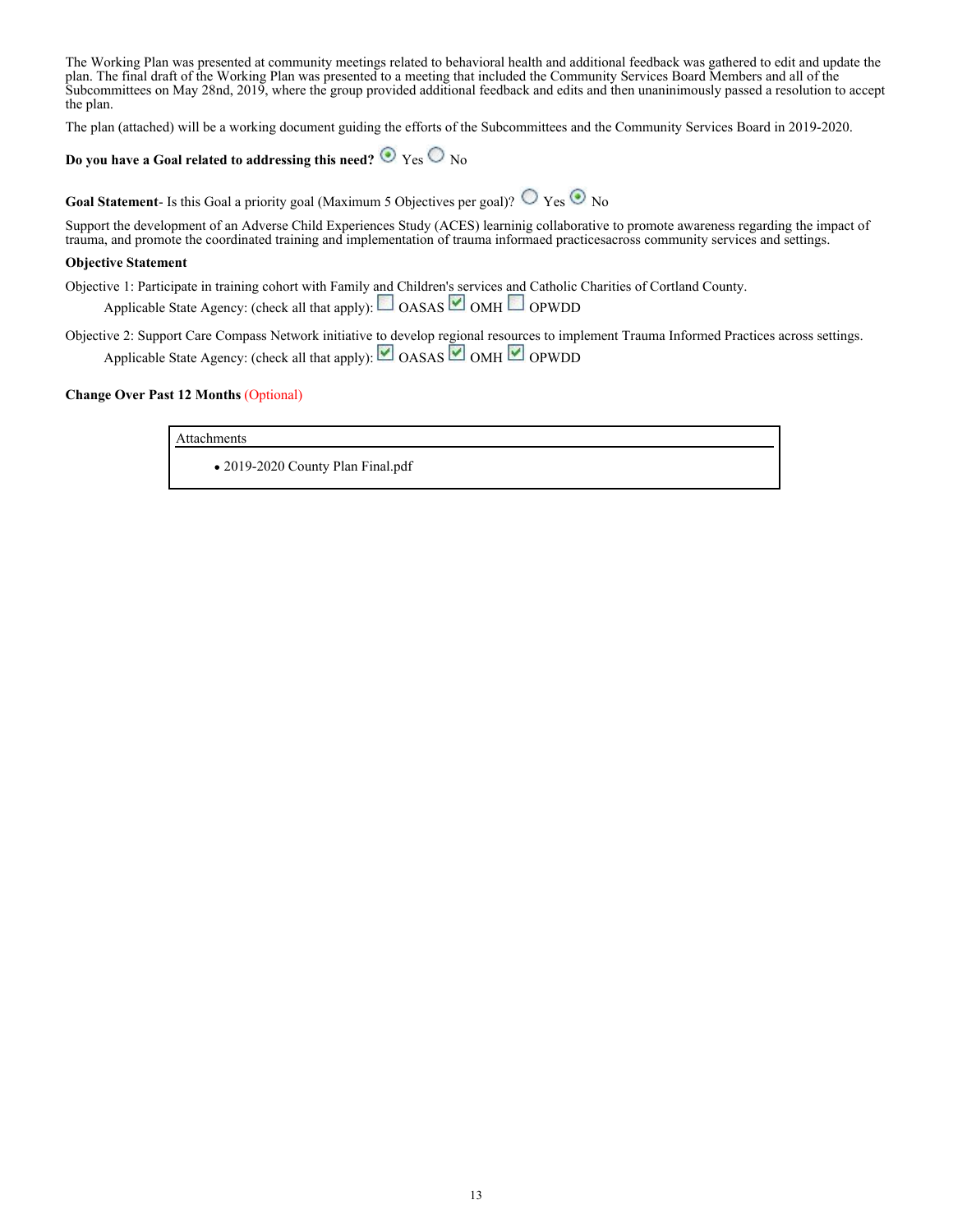The Working Plan was presented at community meetings related to behavioral health and additional feedback was gathered to edit and update the plan. The final draft of the Working Plan was presented to a meeting that included the Community Services Board Members and all of the Subcommittees on May 28nd, 2019, where the group provided additional feedback and edits and then unaninimously passed a resolution to accept the plan.

The plan (attached) will be a working document guiding the efforts of the Subcommittees and the Community Services Board in 2019-2020.

**Do you have a Goal related to addressing this need?** ◉ Yes ○ No

**Goal Statement**- Is this Goal a priority goal (Maximum 5 Objectives per goal)? ○ Yes ◉ No

Support the development of an Adverse Child Experiences Study (ACES) learninig collaborative to promote awareness regarding the impact of trauma, and promote the coordinated training and implementation of trauma informaed practicesacross community services and settings.

**Objective Statement**

Objective 1: Participate in training cohort with Family and Children's services and Catholic Charities of Cortland County.

Applicable State Agency: (check all that apply): ☐ OASAS ☑ OMH ☐ OPWDD

Objective 2: Support Care Compass Network initiative to develop regional resources to implement Trauma Informed Practices across settings.

Applicable State Agency: (check all that apply): ☑ OASAS ☑ OMH ☑ OPWDD

**Change Over Past 12 Months** (Optional)

| Attachments |
| --- |
| • 2019-2020 County Plan Final.pdf |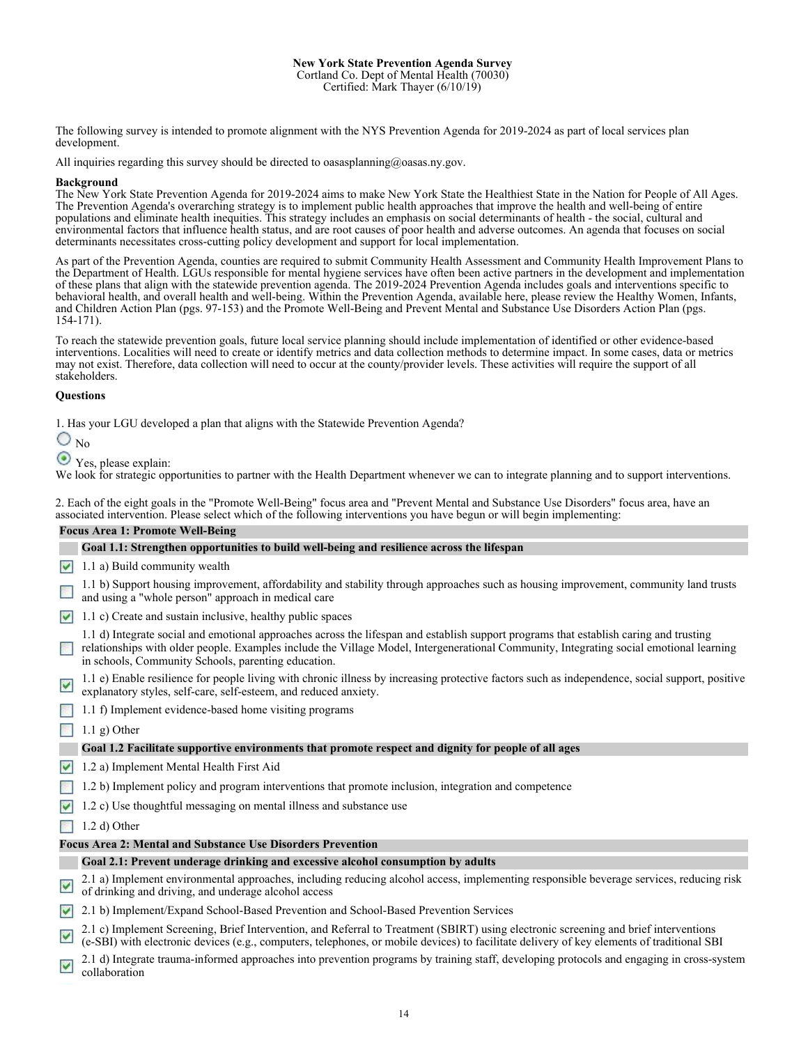**New York State Prevention Agenda Survey**
Cortland Co. Dept of Mental Health (70030)
Certified: Mark Thayer (6/10/19)

The following survey is intended to promote alignment with the NYS Prevention Agenda for 2019-2024 as part of local services plan development.

All inquiries regarding this survey should be directed to oasasplanning@oasas.ny.gov.

**Background**
The New York State Prevention Agenda for 2019-2024 aims to make New York State the Healthiest State in the Nation for People of All Ages. The Prevention Agenda's overarching strategy is to implement public health approaches that improve the health and well-being of entire populations and eliminate health inequities. This strategy includes an emphasis on social determinants of health - the social, cultural and environmental factors that influence health status, and are root causes of poor health and adverse outcomes. An agenda that focuses on social determinants necessitates cross-cutting policy development and support for local implementation.

As part of the Prevention Agenda, counties are required to submit Community Health Assessment and Community Health Improvement Plans to the Department of Health. LGUs responsible for mental hygiene services have often been active partners in the development and implementation of these plans that align with the statewide prevention agenda. The 2019-2024 Prevention Agenda includes goals and interventions specific to behavioral health, and overall health and well-being. Within the Prevention Agenda, available here, please review the Healthy Women, Infants, and Children Action Plan (pgs. 97-153) and the Promote Well-Being and Prevent Mental and Substance Use Disorders Action Plan (pgs. 154-171).

To reach the statewide prevention goals, future local service planning should include implementation of identified or other evidence-based interventions. Localities will need to create or identify metrics and data collection methods to determine impact. In some cases, data or metrics may not exist. Therefore, data collection will need to occur at the county/provider levels. These activities will require the support of all stakeholders.

**Questions**

1. Has your LGU developed a plan that aligns with the Statewide Prevention Agenda?

- [ ] No
- [x] Yes, please explain:

We look for strategic opportunities to partner with the Health Department whenever we can to integrate planning and to support interventions.

2. Each of the eight goals in the "Promote Well-Being" focus area and "Prevent Mental and Substance Use Disorders" focus area, have an associated intervention. Please select which of the following interventions you have begun or will begin implementing:

**Focus Area 1: Promote Well-Being**

**Goal 1.1: Strengthen opportunities to build well-being and resilience across the lifespan**

- [x] 1.1 a) Build community wealth
- [ ] 1.1 b) Support housing improvement, affordability and stability through approaches such as housing improvement, community land trusts and using a "whole person" approach in medical care
- [x] 1.1 c) Create and sustain inclusive, healthy public spaces
- [ ] 1.1 d) Integrate social and emotional approaches across the lifespan and establish support programs that establish caring and trusting relationships with older people. Examples include the Village Model, Intergenerational Community, Integrating social emotional learning in schools, Community Schools, parenting education.
- [x] 1.1 e) Enable resilience for people living with chronic illness by increasing protective factors such as independence, social support, positive explanatory styles, self-care, self-esteem, and reduced anxiety.
- [ ] 1.1 f) Implement evidence-based home visiting programs
- [ ] 1.1 g) Other

**Goal 1.2 Facilitate supportive environments that promote respect and dignity for people of all ages**

- [x] 1.2 a) Implement Mental Health First Aid
- [ ] 1.2 b) Implement policy and program interventions that promote inclusion, integration and competence
- [x] 1.2 c) Use thoughtful messaging on mental illness and substance use
- [ ] 1.2 d) Other

**Focus Area 2: Mental and Substance Use Disorders Prevention**

**Goal 2.1: Prevent underage drinking and excessive alcohol consumption by adults**

- [x] 2.1 a) Implement environmental approaches, including reducing alcohol access, implementing responsible beverage services, reducing risk of drinking and driving, and underage alcohol access
- [x] 2.1 b) Implement/Expand School-Based Prevention and School-Based Prevention Services
- [x] 2.1 c) Implement Screening, Brief Intervention, and Referral to Treatment (SBIRT) using electronic screening and brief interventions (e-SBI) with electronic devices (e.g., computers, telephones, or mobile devices) to facilitate delivery of key elements of traditional SBI
- [x] 2.1 d) Integrate trauma-informed approaches into prevention programs by training staff, developing protocols and engaging in cross-system collaboration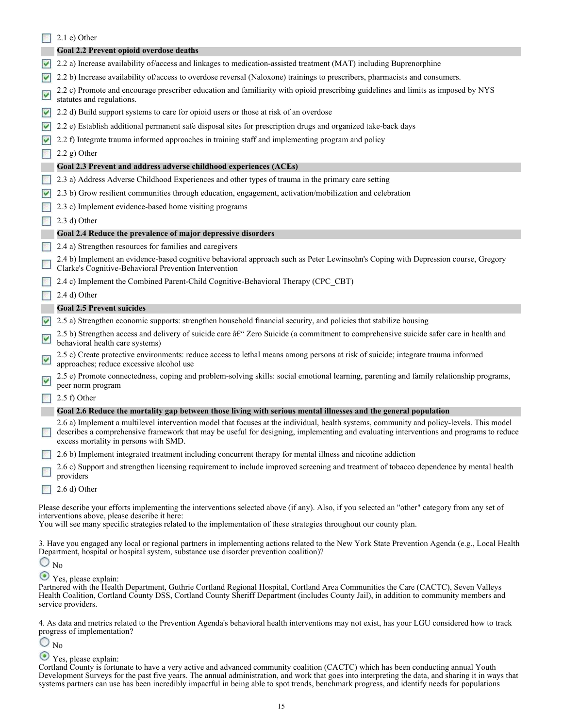- [ ] 2.1 e) Other

**Goal 2.2 Prevent opioid overdose deaths**

- [x] 2.2 a) Increase availability of/access and linkages to medication-assisted treatment (MAT) including Buprenorphine
- [x] 2.2 b) Increase availability of/access to overdose reversal (Naloxone) trainings to prescribers, pharmacists and consumers.
- [x] 2.2 c) Promote and encourage prescriber education and familiarity with opioid prescribing guidelines and limits as imposed by NYS statutes and regulations.
- [x] 2.2 d) Build support systems to care for opioid users or those at risk of an overdose
- [x] 2.2 e) Establish additional permanent safe disposal sites for prescription drugs and organized take-back days
- [x] 2.2 f) Integrate trauma informed approaches in training staff and implementing program and policy
- [ ] 2.2 g) Other

**Goal 2.3 Prevent and address adverse childhood experiences (ACEs)**

- [ ] 2.3 a) Address Adverse Childhood Experiences and other types of trauma in the primary care setting
- [x] 2.3 b) Grow resilient communities through education, engagement, activation/mobilization and celebration
- [ ] 2.3 c) Implement evidence-based home visiting programs
- [ ] 2.3 d) Other

**Goal 2.4 Reduce the prevalence of major depressive disorders**

- [ ] 2.4 a) Strengthen resources for families and caregivers
- [ ] 2.4 b) Implement an evidence-based cognitive behavioral approach such as Peter Lewinsohn's Coping with Depression course, Gregory Clarke's Cognitive-Behavioral Prevention Intervention
- [ ] 2.4 c) Implement the Combined Parent-Child Cognitive-Behavioral Therapy (CPC_CBT)
- [ ] 2.4 d) Other

**Goal 2.5 Prevent suicides**

- [x] 2.5 a) Strengthen economic supports: strengthen household financial security, and policies that stabilize housing
- [x] 2.5 b) Strengthen access and delivery of suicide care â€“ Zero Suicide (a commitment to comprehensive suicide safer care in health and behavioral health care systems)
- [x] 2.5 c) Create protective environments: reduce access to lethal means among persons at risk of suicide; integrate trauma informed approaches; reduce excessive alcohol use
- [x] 2.5 e) Promote connectedness, coping and problem-solving skills: social emotional learning, parenting and family relationship programs, peer norm program
- [ ] 2.5 f) Other

**Goal 2.6 Reduce the mortality gap between those living with serious mental illnesses and the general population**

- [ ] 2.6 a) Implement a multilevel intervention model that focuses at the individual, health systems, community and policy-levels. This model describes a comprehensive framework that may be useful for designing, implementing and evaluating interventions and programs to reduce excess mortality in persons with SMD.
- [ ] 2.6 b) Implement integrated treatment including concurrent therapy for mental illness and nicotine addiction
- [ ] 2.6 c) Support and strengthen licensing requirement to include improved screening and treatment of tobacco dependence by mental health providers
- [ ] 2.6 d) Other

Please describe your efforts implementing the interventions selected above (if any). Also, if you selected an "other" category from any set of interventions above, please describe it here:
You will see many specific strategies related to the implementation of these strategies throughout our county plan.

3. Have you engaged any local or regional partners in implementing actions related to the New York State Prevention Agenda (e.g., Local Health Department, hospital or hospital system, substance use disorder prevention coalition)?

- ○ No
- ◉ Yes, please explain:

Partnered with the Health Department, Guthrie Cortland Regional Hospital, Cortland Area Communities the Care (CACTC), Seven Valleys Health Coalition, Cortland County DSS, Cortland County Sheriff Department (includes County Jail), in addition to community members and service providers.

4. As data and metrics related to the Prevention Agenda's behavioral health interventions may not exist, has your LGU considered how to track progress of implementation?

- ○ No
- ◉ Yes, please explain:

Cortland County is fortunate to have a very active and advanced community coalition (CACTC) which has been conducting annual Youth Development Surveys for the past five years. The annual administration, and work that goes into interpreting the data, and sharing it in ways that systems partners can use has been incredibly impactful in being able to spot trends, benchmark progress, and identify needs for populations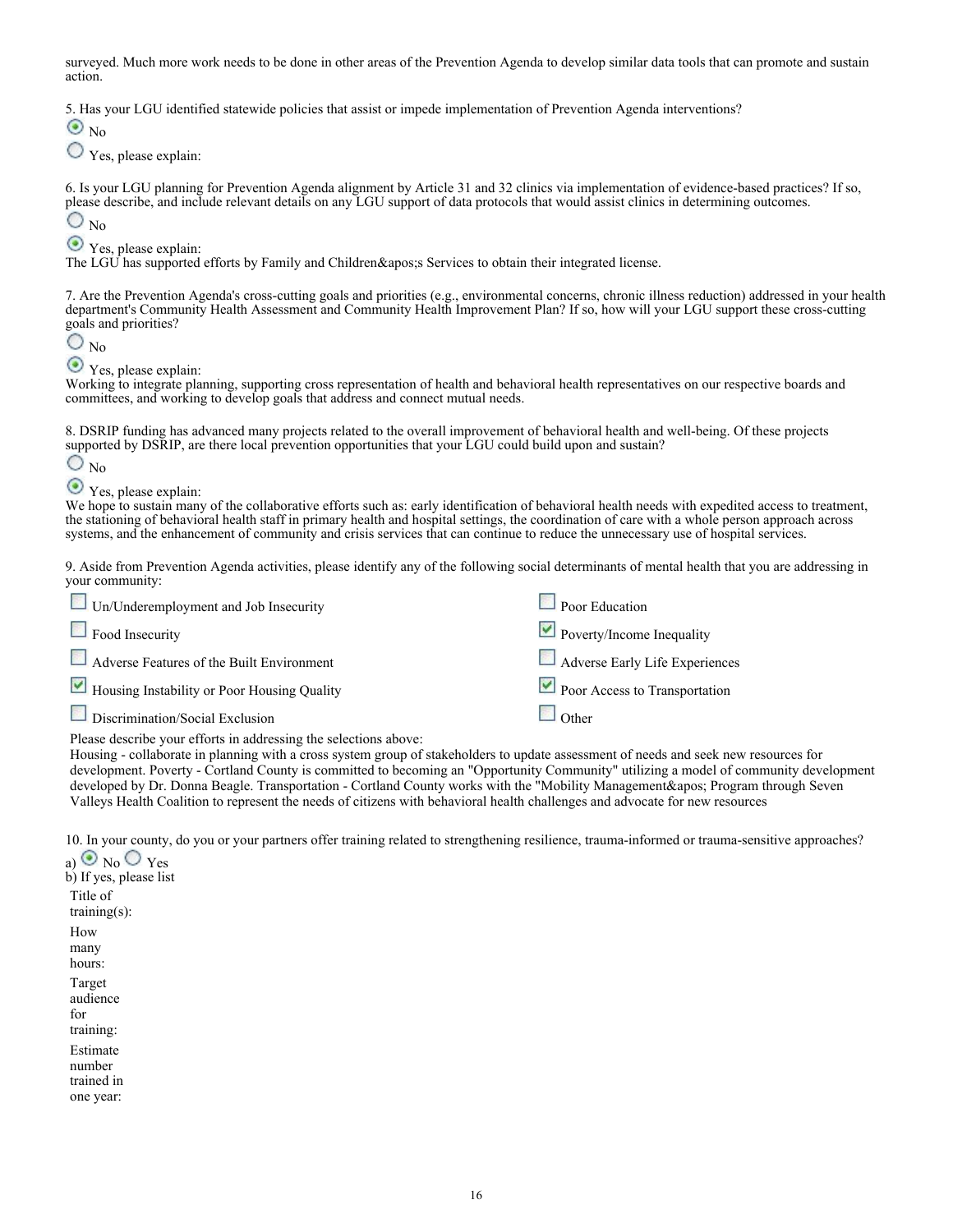surveyed. Much more work needs to be done in other areas of the Prevention Agenda to develop similar data tools that can promote and sustain action.

5. Has your LGU identified statewide policies that assist or impede implementation of Prevention Agenda interventions?

- (●) No
- ( ) Yes, please explain:

6. Is your LGU planning for Prevention Agenda alignment by Article 31 and 32 clinics via implementation of evidence-based practices? If so, please describe, and include relevant details on any LGU support of data protocols that would assist clinics in determining outcomes.

- ( ) No
- (●) Yes, please explain:

The LGU has supported efforts by Family and Children&apos;s Services to obtain their integrated license.

7. Are the Prevention Agenda's cross-cutting goals and priorities (e.g., environmental concerns, chronic illness reduction) addressed in your health department's Community Health Assessment and Community Health Improvement Plan? If so, how will your LGU support these cross-cutting goals and priorities?

- ( ) No
- (●) Yes, please explain:

Working to integrate planning, supporting cross representation of health and behavioral health representatives on our respective boards and committees, and working to develop goals that address and connect mutual needs.

8. DSRIP funding has advanced many projects related to the overall improvement of behavioral health and well-being. Of these projects supported by DSRIP, are there local prevention opportunities that your LGU could build upon and sustain?

- ( ) No
- (●) Yes, please explain:

We hope to sustain many of the collaborative efforts such as: early identification of behavioral health needs with expedited access to treatment, the stationing of behavioral health staff in primary health and hospital settings, the coordination of care with a whole person approach across systems, and the enhancement of community and crisis services that can continue to reduce the unnecessary use of hospital services.

9. Aside from Prevention Agenda activities, please identify any of the following social determinants of mental health that you are addressing in your community:

- [ ] Un/Underemployment and Job Insecurity
- [ ] Food Insecurity
- [ ] Adverse Features of the Built Environment
- [x] Housing Instability or Poor Housing Quality
- [ ] Discrimination/Social Exclusion
- [ ] Poor Education
- [x] Poverty/Income Inequality
- [ ] Adverse Early Life Experiences
- [x] Poor Access to Transportation
- [ ] Other

Please describe your efforts in addressing the selections above:

Housing - collaborate in planning with a cross system group of stakeholders to update assessment of needs and seek new resources for development. Poverty - Cortland County is committed to becoming an "Opportunity Community" utilizing a model of community development developed by Dr. Donna Beagle. Transportation - Cortland County works with the "Mobility Management&apos; Program through Seven Valleys Health Coalition to represent the needs of citizens with behavioral health challenges and advocate for new resources

10. In your county, do you or your partners offer training related to strengthening resilience, trauma-informed or trauma-sensitive approaches?

a) (●) No ( ) Yes

b) If yes, please list

Title of training(s):

How many hours:

Target audience for training:

Estimate number trained in one year: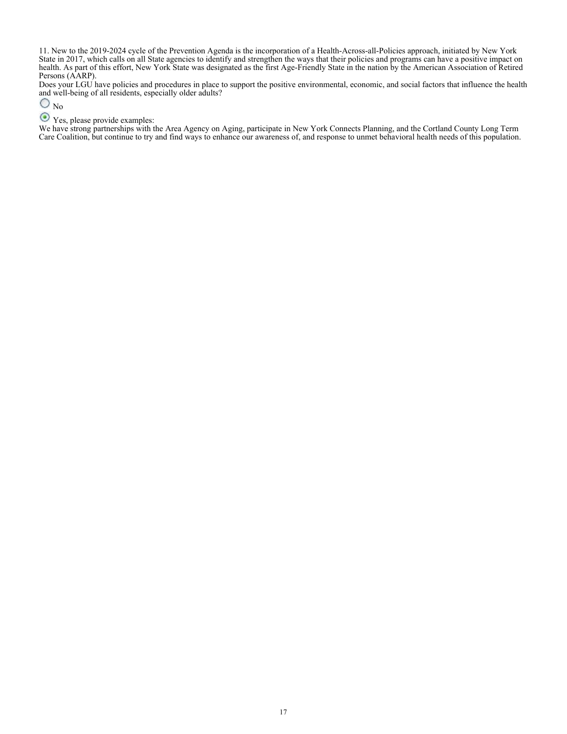11. New to the 2019-2024 cycle of the Prevention Agenda is the incorporation of a Health-Across-all-Policies approach, initiated by New York State in 2017, which calls on all State agencies to identify and strengthen the ways that their policies and programs can have a positive impact on health. As part of this effort, New York State was designated as the first Age-Friendly State in the nation by the American Association of Retired Persons (AARP).

Does your LGU have policies and procedures in place to support the positive environmental, economic, and social factors that influence the health and well-being of all residents, especially older adults?

- ○ No
- ◉ Yes, please provide examples:

We have strong partnerships with the Area Agency on Aging, participate in New York Connects Planning, and the Cortland County Long Term Care Coalition, but continue to try and find ways to enhance our awareness of, and response to unmet behavioral health needs of this population.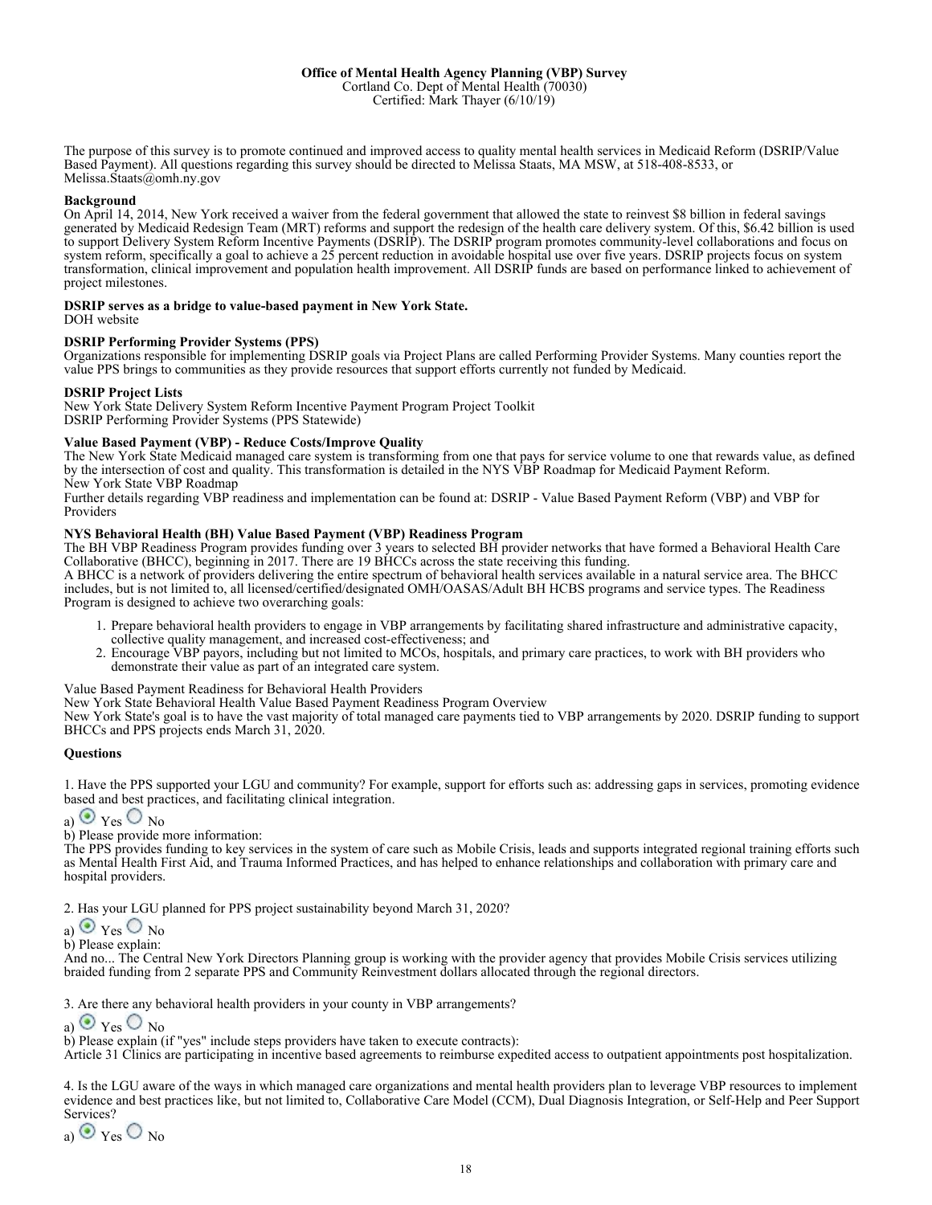**Office of Mental Health Agency Planning (VBP) Survey**
Cortland Co. Dept of Mental Health (70030)
Certified: Mark Thayer (6/10/19)

The purpose of this survey is to promote continued and improved access to quality mental health services in Medicaid Reform (DSRIP/Value Based Payment). All questions regarding this survey should be directed to Melissa Staats, MA MSW, at 518-408-8533, or Melissa.Staats@omh.ny.gov

**Background**
On April 14, 2014, New York received a waiver from the federal government that allowed the state to reinvest $8 billion in federal savings generated by Medicaid Redesign Team (MRT) reforms and support the redesign of the health care delivery system. Of this, $6.42 billion is used to support Delivery System Reform Incentive Payments (DSRIP). The DSRIP program promotes community-level collaborations and focus on system reform, specifically a goal to achieve a 25 percent reduction in avoidable hospital use over five years. DSRIP projects focus on system transformation, clinical improvement and population health improvement. All DSRIP funds are based on performance linked to achievement of project milestones.

**DSRIP serves as a bridge to value-based payment in New York State.**
DOH website

**DSRIP Performing Provider Systems (PPS)**
Organizations responsible for implementing DSRIP goals via Project Plans are called Performing Provider Systems. Many counties report the value PPS brings to communities as they provide resources that support efforts currently not funded by Medicaid.

**DSRIP Project Lists**
New York State Delivery System Reform Incentive Payment Program Project Toolkit
DSRIP Performing Provider Systems (PPS Statewide)

**Value Based Payment (VBP) - Reduce Costs/Improve Quality**
The New York State Medicaid managed care system is transforming from one that pays for service volume to one that rewards value, as defined by the intersection of cost and quality. This transformation is detailed in the NYS VBP Roadmap for Medicaid Payment Reform.
New York State VBP Roadmap
Further details regarding VBP readiness and implementation can be found at: DSRIP - Value Based Payment Reform (VBP) and VBP for Providers

**NYS Behavioral Health (BH) Value Based Payment (VBP) Readiness Program**
The BH VBP Readiness Program provides funding over 3 years to selected BH provider networks that have formed a Behavioral Health Care Collaborative (BHCC), beginning in 2017. There are 19 BHCCs across the state receiving this funding.
A BHCC is a network of providers delivering the entire spectrum of behavioral health services available in a natural service area. The BHCC includes, but is not limited to, all licensed/certified/designated OMH/OASAS/Adult BH HCBS programs and service types. The Readiness Program is designed to achieve two overarching goals:

1. Prepare behavioral health providers to engage in VBP arrangements by facilitating shared infrastructure and administrative capacity, collective quality management, and increased cost-effectiveness; and
2. Encourage VBP payors, including but not limited to MCOs, hospitals, and primary care practices, to work with BH providers who demonstrate their value as part of an integrated care system.

Value Based Payment Readiness for Behavioral Health Providers
New York State Behavioral Health Value Based Payment Readiness Program Overview
New York State's goal is to have the vast majority of total managed care payments tied to VBP arrangements by 2020. DSRIP funding to support BHCCs and PPS projects ends March 31, 2020.

**Questions**

1. Have the PPS supported your LGU and community? For example, support for efforts such as: addressing gaps in services, promoting evidence based and best practices, and facilitating clinical integration.

a) (●) Yes ( ) No

b) Please provide more information:
The PPS provides funding to key services in the system of care such as Mobile Crisis, leads and supports integrated regional training efforts such as Mental Health First Aid, and Trauma Informed Practices, and has helped to enhance relationships and collaboration with primary care and hospital providers.

2. Has your LGU planned for PPS project sustainability beyond March 31, 2020?

a) (●) Yes ( ) No

b) Please explain:
And no... The Central New York Directors Planning group is working with the provider agency that provides Mobile Crisis services utilizing braided funding from 2 separate PPS and Community Reinvestment dollars allocated through the regional directors.

3. Are there any behavioral health providers in your county in VBP arrangements?

a) (●) Yes ( ) No

b) Please explain (if "yes" include steps providers have taken to execute contracts):
Article 31 Clinics are participating in incentive based agreements to reimburse expedited access to outpatient appointments post hospitalization.

4. Is the LGU aware of the ways in which managed care organizations and mental health providers plan to leverage VBP resources to implement evidence and best practices like, but not limited to, Collaborative Care Model (CCM), Dual Diagnosis Integration, or Self-Help and Peer Support Services?

a) (●) Yes ( ) No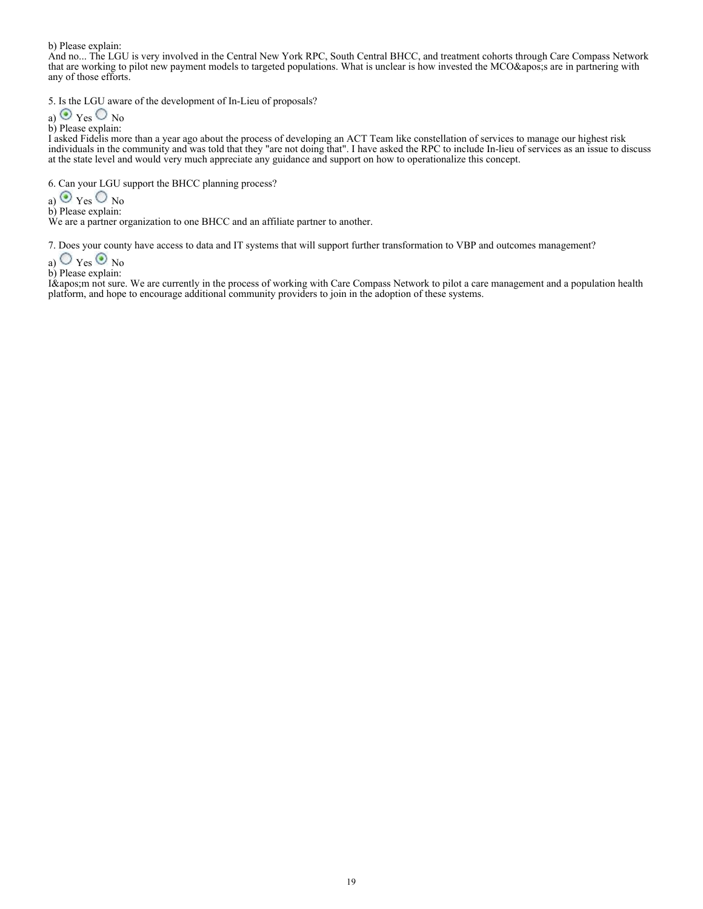b) Please explain:
And no... The LGU is very involved in the Central New York RPC, South Central BHCC, and treatment cohorts through Care Compass Network that are working to pilot new payment models to targeted populations. What is unclear is how invested the MCO&apos;s are in partnering with any of those efforts.

5. Is the LGU aware of the development of In-Lieu of proposals?

a) ◉ Yes ○ No

b) Please explain:
I asked Fidelis more than a year ago about the process of developing an ACT Team like constellation of services to manage our highest risk individuals in the community and was told that they "are not doing that". I have asked the RPC to include In-lieu of services as an issue to discuss at the state level and would very much appreciate any guidance and support on how to operationalize this concept.

6. Can your LGU support the BHCC planning process?

a) ◉ Yes ○ No

b) Please explain:
We are a partner organization to one BHCC and an affiliate partner to another.

7. Does your county have access to data and IT systems that will support further transformation to VBP and outcomes management?

a) ○ Yes ◉ No

b) Please explain:
I&apos;m not sure. We are currently in the process of working with Care Compass Network to pilot a care management and a population health platform, and hope to encourage additional community providers to join in the adoption of these systems.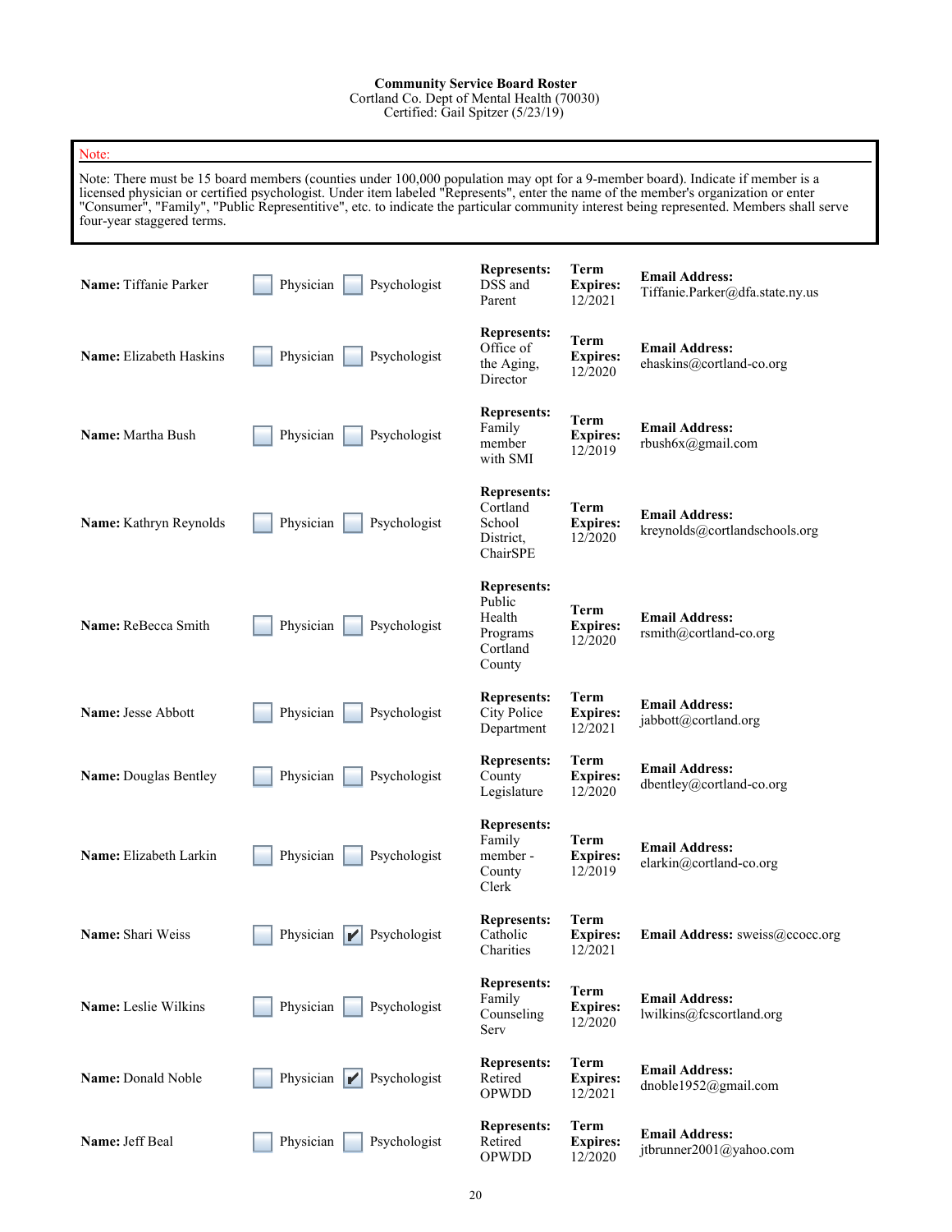**Community Service Board Roster**
Cortland Co. Dept of Mental Health (70030)
Certified: Gail Spitzer (5/23/19)

Note:

Note: There must be 15 board members (counties under 100,000 population may opt for a 9-member board). Indicate if member is a licensed physician or certified psychologist. Under item labeled "Represents", enter the name of the member's organization or enter "Consumer", "Family", "Public Representitive", etc. to indicate the particular community interest being represented. Members shall serve four-year staggered terms.

| Name | Physician | Psychologist | Represents | Term Expires | Email Address |
|---|---|---|---|---|---|
| Tiffanie Parker | ☐ | ☐ | DSS and Parent | 12/2021 | Tiffanie.Parker@dfa.state.ny.us |
| Elizabeth Haskins | ☐ | ☐ | Office of the Aging, Director | 12/2020 | ehaskins@cortland-co.org |
| Martha Bush | ☐ | ☐ | Family member with SMI | 12/2019 | rbush6x@gmail.com |
| Kathryn Reynolds | ☐ | ☐ | Cortland School District, ChairSPE | 12/2020 | kreynolds@cortlandschools.org |
| ReBecca Smith | ☐ | ☐ | Public Health Programs Cortland County | 12/2020 | rsmith@cortland-co.org |
| Jesse Abbott | ☐ | ☐ | City Police Department | 12/2021 | jabbott@cortland.org |
| Douglas Bentley | ☐ | ☐ | County Legislature | 12/2020 | dbentley@cortland-co.org |
| Elizabeth Larkin | ☐ | ☐ | Family member - County Clerk | 12/2019 | elarkin@cortland-co.org |
| Shari Weiss | ☐ | ☑ | Catholic Charities | 12/2021 | sweiss@ccocc.org |
| Leslie Wilkins | ☐ | ☐ | Family Counseling Serv | 12/2020 | lwilkins@fcscortland.org |
| Donald Noble | ☐ | ☑ | Retired OPWDD | 12/2021 | dnoble1952@gmail.com |
| Jeff Beal | ☐ | ☐ | Retired OPWDD | 12/2020 | jtbrunner2001@yahoo.com |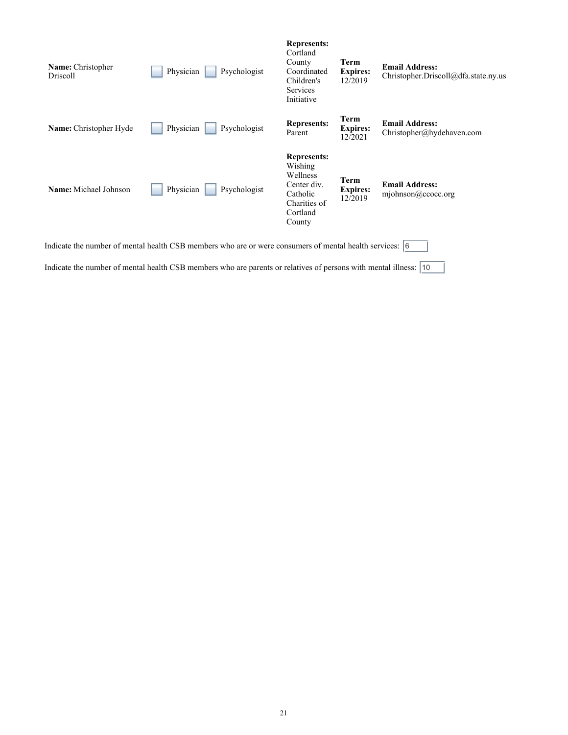| Name | Physician | Psychologist | Represents | Term Expires | Email Address |
|---|---|---|---|---|---|
| **Name:** Christopher Driscoll | ☐ Physician | ☐ Psychologist | **Represents:** Cortland County Coordinated Children's Services Initiative | **Term Expires:** 12/2019 | **Email Address:** Christopher.Driscoll@dfa.state.ny.us |
| **Name:** Christopher Hyde | ☐ Physician | ☐ Psychologist | **Represents:** Parent | **Term Expires:** 12/2021 | **Email Address:** Christopher@hydehaven.com |
| **Name:** Michael Johnson | ☐ Physician | ☐ Psychologist | **Represents:** Wishing Wellness Center div. Catholic Charities of Cortland County | **Term Expires:** 12/2019 | **Email Address:** mjohnson@ccocc.org |

Indicate the number of mental health CSB members who are or were consumers of mental health services: 6

Indicate the number of mental health CSB members who are parents or relatives of persons with mental illness: 10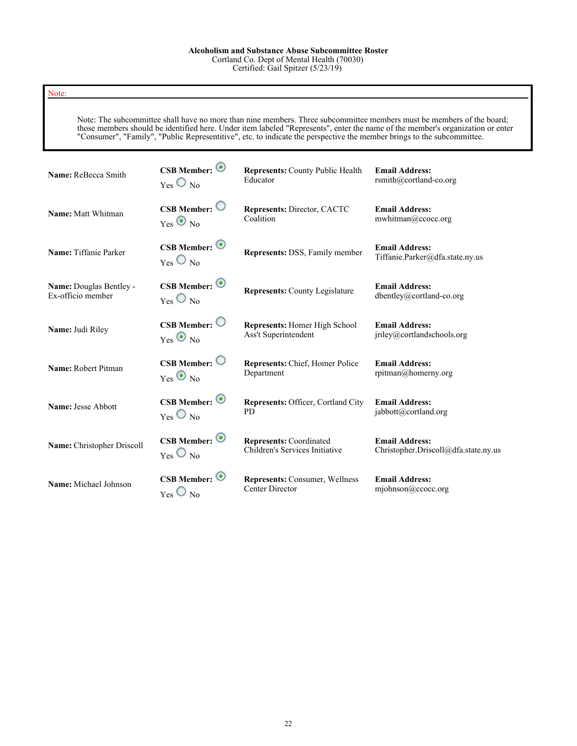**Alcoholism and Substance Abuse Subcommittee Roster**
Cortland Co. Dept of Mental Health (70030)
Certified: Gail Spitzer (5/23/19)

Note:

Note: The subcommittee shall have no more than nine members. Three subcommittee members must be members of the board; those members should be identified here. Under item labeled "Represents", enter the name of the member's organization or enter "Consumer", "Family", "Public Representitive", etc. to indicate the perspective the member brings to the subcommittee.

| Name | CSB Member | Represents | Email Address |
|---|---|---|---|
| ReBecca Smith | Yes | County Public Health Educator | rsmith@cortland-co.org |
| Matt Whitman | No | Director, CACTC Coalition | mwhitman@ccocc.org |
| Tiffanie Parker | Yes | DSS, Family member | Tiffanie.Parker@dfa.state.ny.us |
| Douglas Bentley - Ex-officio member | Yes | County Legislature | dbentley@cortland-co.org |
| Judi Riley | No | Homer High School Ass't Superintendent | jriley@cortlandschools.org |
| Robert Pitman | No | Chief, Homer Police Department | rpitman@homerny.org |
| Jesse Abbott | Yes | Officer, Cortland City PD | jabbott@cortland.org |
| Christopher Driscoll | Yes | Coordinated Children's Services Initiative | Christopher.Driscoll@dfa.state.ny.us |
| Michael Johnson | Yes | Consumer, Wellness Center Director | mjohnson@ccocc.org |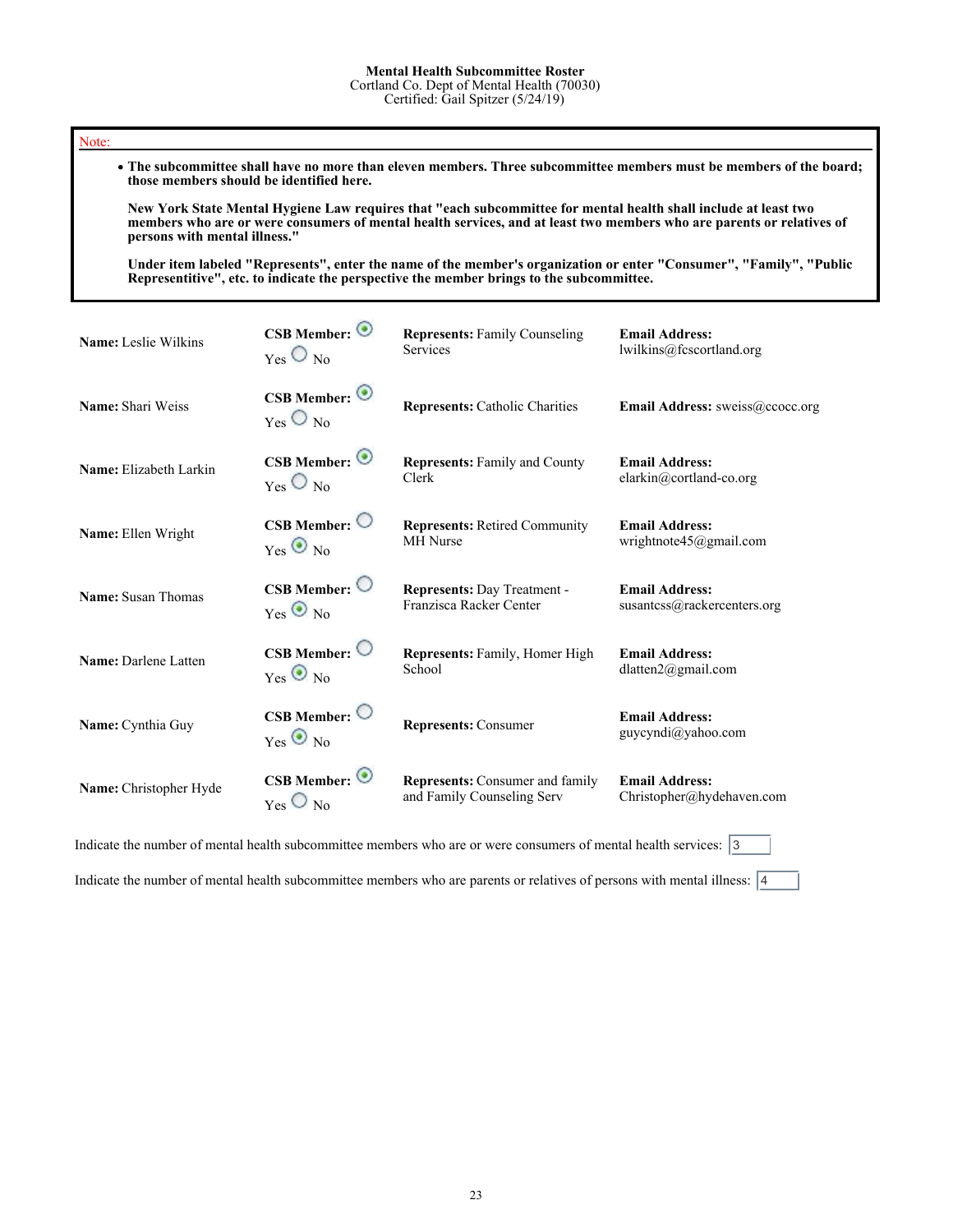**Mental Health Subcommittee Roster**
Cortland Co. Dept of Mental Health (70030)
Certified: Gail Spitzer (5/24/19)

Note:

- **The subcommittee shall have no more than eleven members. Three subcommittee members must be members of the board; those members should be identified here.**

  **New York State Mental Hygiene Law requires that "each subcommittee for mental health shall include at least two members who are or were consumers of mental health services, and at least two members who are parents or relatives of persons with mental illness."**

  **Under item labeled "Represents", enter the name of the member's organization or enter "Consumer", "Family", "Public Representitive", etc. to indicate the perspective the member brings to the subcommittee.**

| Name | CSB Member | Represents | Email Address |
|---|---|---|---|
| Leslie Wilkins | Yes | Family Counseling Services | lwilkins@fcscortland.org |
| Shari Weiss | Yes | Catholic Charities | sweiss@ccocc.org |
| Elizabeth Larkin | Yes | Family and County Clerk | elarkin@cortland-co.org |
| Ellen Wright | No | Retired Community MH Nurse | wrightnote45@gmail.com |
| Susan Thomas | No | Day Treatment - Franziska Racker Center | susantcss@rackercenters.org |
| Darlene Latten | No | Family, Homer High School | dlatten2@gmail.com |
| Cynthia Guy | No | Consumer | guycyndi@yahoo.com |
| Christopher Hyde | Yes | Consumer and family and Family Counseling Serv | Christopher@hydehaven.com |

Indicate the number of mental health subcommittee members who are or were consumers of mental health services: 3

Indicate the number of mental health subcommittee members who are parents or relatives of persons with mental illness: 4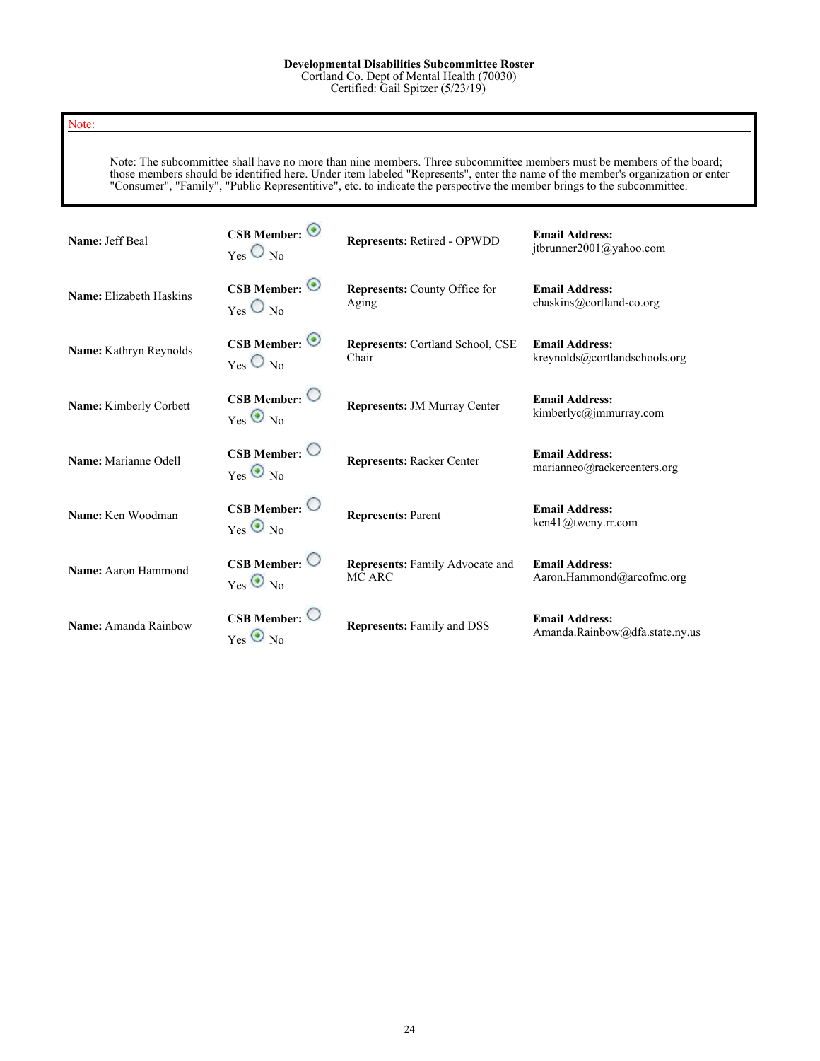**Developmental Disabilities Subcommittee Roster**
Cortland Co. Dept of Mental Health (70030)
Certified: Gail Spitzer (5/23/19)

Note:

Note: The subcommittee shall have no more than nine members. Three subcommittee members must be members of the board; those members should be identified here. Under item labeled "Represents", enter the name of the member's organization or enter "Consumer", "Family", "Public Representitive", etc. to indicate the perspective the member brings to the subcommittee.

| Name | CSB Member | Represents | Email Address |
|---|---|---|---|
| Jeff Beal | Yes | Retired - OPWDD | jtbrunner2001@yahoo.com |
| Elizabeth Haskins | Yes | County Office for Aging | ehaskins@cortland-co.org |
| Kathryn Reynolds | Yes | Cortland School, CSE Chair | kreynolds@cortlandschools.org |
| Kimberly Corbett | No | JM Murray Center | kimberlyc@jmmurray.com |
| Marianne Odell | No | Racker Center | marianneo@rackercenters.org |
| Ken Woodman | No | Parent | ken41@twcny.rr.com |
| Aaron Hammond | No | Family Advocate and MC ARC | Aaron.Hammond@arcofmc.org |
| Amanda Rainbow | No | Family and DSS | Amanda.Rainbow@dfa.state.ny.us |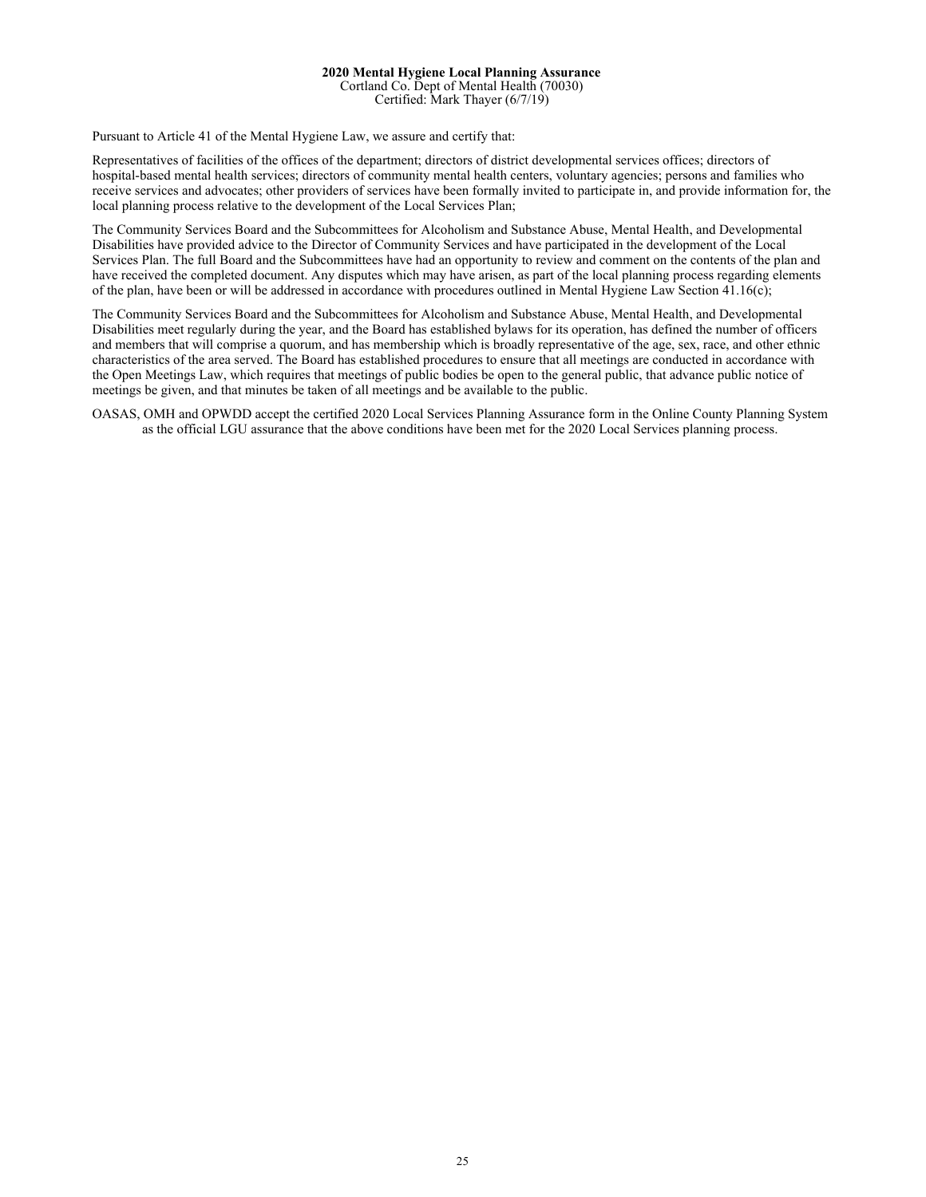**2020 Mental Hygiene Local Planning Assurance**
Cortland Co. Dept of Mental Health (70030)
Certified: Mark Thayer (6/7/19)

Pursuant to Article 41 of the Mental Hygiene Law, we assure and certify that:

Representatives of facilities of the offices of the department; directors of district developmental services offices; directors of hospital-based mental health services; directors of community mental health centers, voluntary agencies; persons and families who receive services and advocates; other providers of services have been formally invited to participate in, and provide information for, the local planning process relative to the development of the Local Services Plan;

The Community Services Board and the Subcommittees for Alcoholism and Substance Abuse, Mental Health, and Developmental Disabilities have provided advice to the Director of Community Services and have participated in the development of the Local Services Plan. The full Board and the Subcommittees have had an opportunity to review and comment on the contents of the plan and have received the completed document. Any disputes which may have arisen, as part of the local planning process regarding elements of the plan, have been or will be addressed in accordance with procedures outlined in Mental Hygiene Law Section 41.16(c);

The Community Services Board and the Subcommittees for Alcoholism and Substance Abuse, Mental Health, and Developmental Disabilities meet regularly during the year, and the Board has established bylaws for its operation, has defined the number of officers and members that will comprise a quorum, and has membership which is broadly representative of the age, sex, race, and other ethnic characteristics of the area served. The Board has established procedures to ensure that all meetings are conducted in accordance with the Open Meetings Law, which requires that meetings of public bodies be open to the general public, that advance public notice of meetings be given, and that minutes be taken of all meetings and be available to the public.

OASAS, OMH and OPWDD accept the certified 2020 Local Services Planning Assurance form in the Online County Planning System as the official LGU assurance that the above conditions have been met for the 2020 Local Services planning process.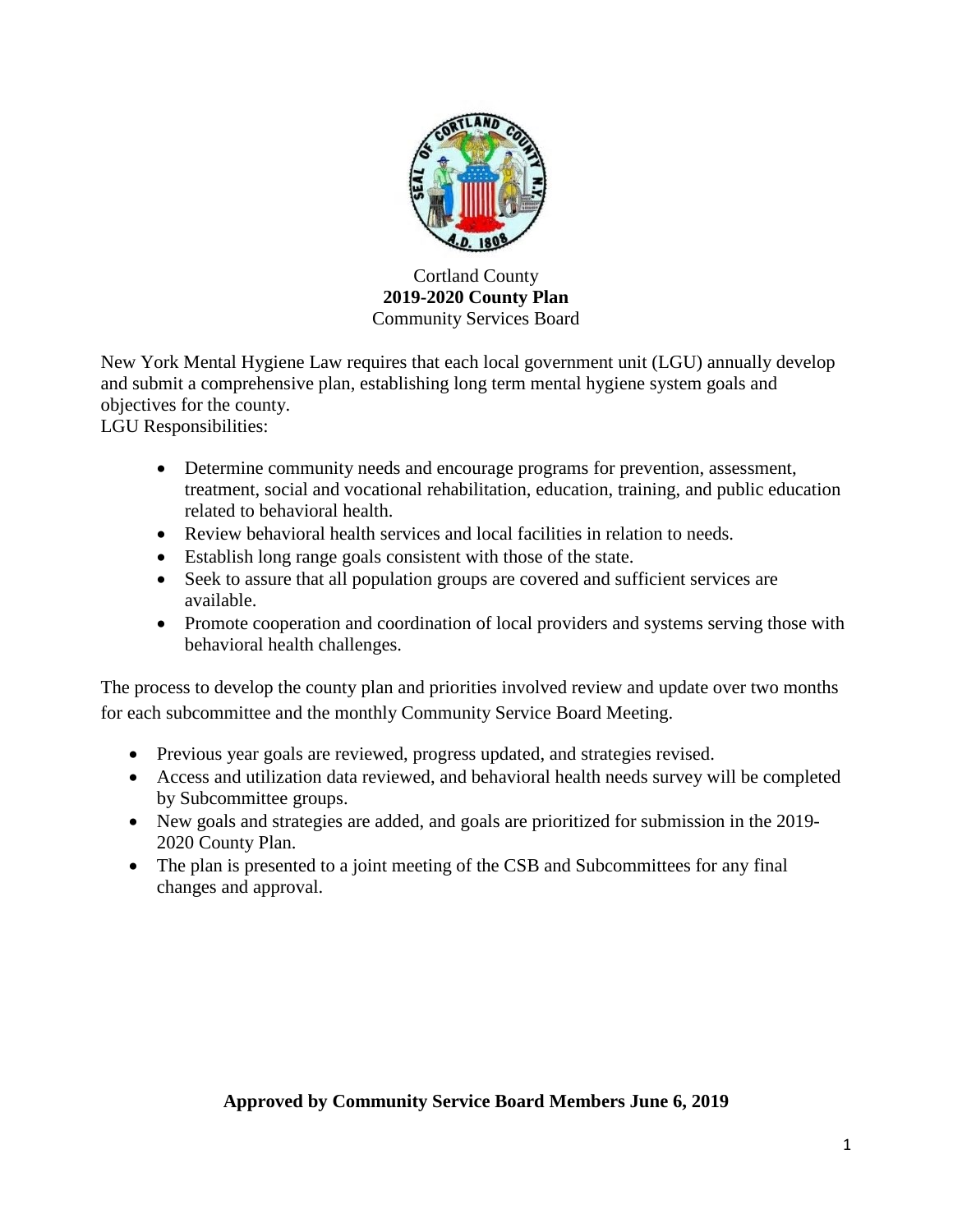Cortland County
**2019-2020 County Plan**
Community Services Board

New York Mental Hygiene Law requires that each local government unit (LGU) annually develop and submit a comprehensive plan, establishing long term mental hygiene system goals and objectives for the county.
LGU Responsibilities:

- Determine community needs and encourage programs for prevention, assessment, treatment, social and vocational rehabilitation, education, training, and public education related to behavioral health.
- Review behavioral health services and local facilities in relation to needs.
- Establish long range goals consistent with those of the state.
- Seek to assure that all population groups are covered and sufficient services are available.
- Promote cooperation and coordination of local providers and systems serving those with behavioral health challenges.

The process to develop the county plan and priorities involved review and update over two months for each subcommittee and the monthly Community Service Board Meeting.

- Previous year goals are reviewed, progress updated, and strategies revised.
- Access and utilization data reviewed, and behavioral health needs survey will be completed by Subcommittee groups.
- New goals and strategies are added, and goals are prioritized for submission in the 2019-2020 County Plan.
- The plan is presented to a joint meeting of the CSB and Subcommittees for any final changes and approval.

**Approved by Community Service Board Members June 6, 2019**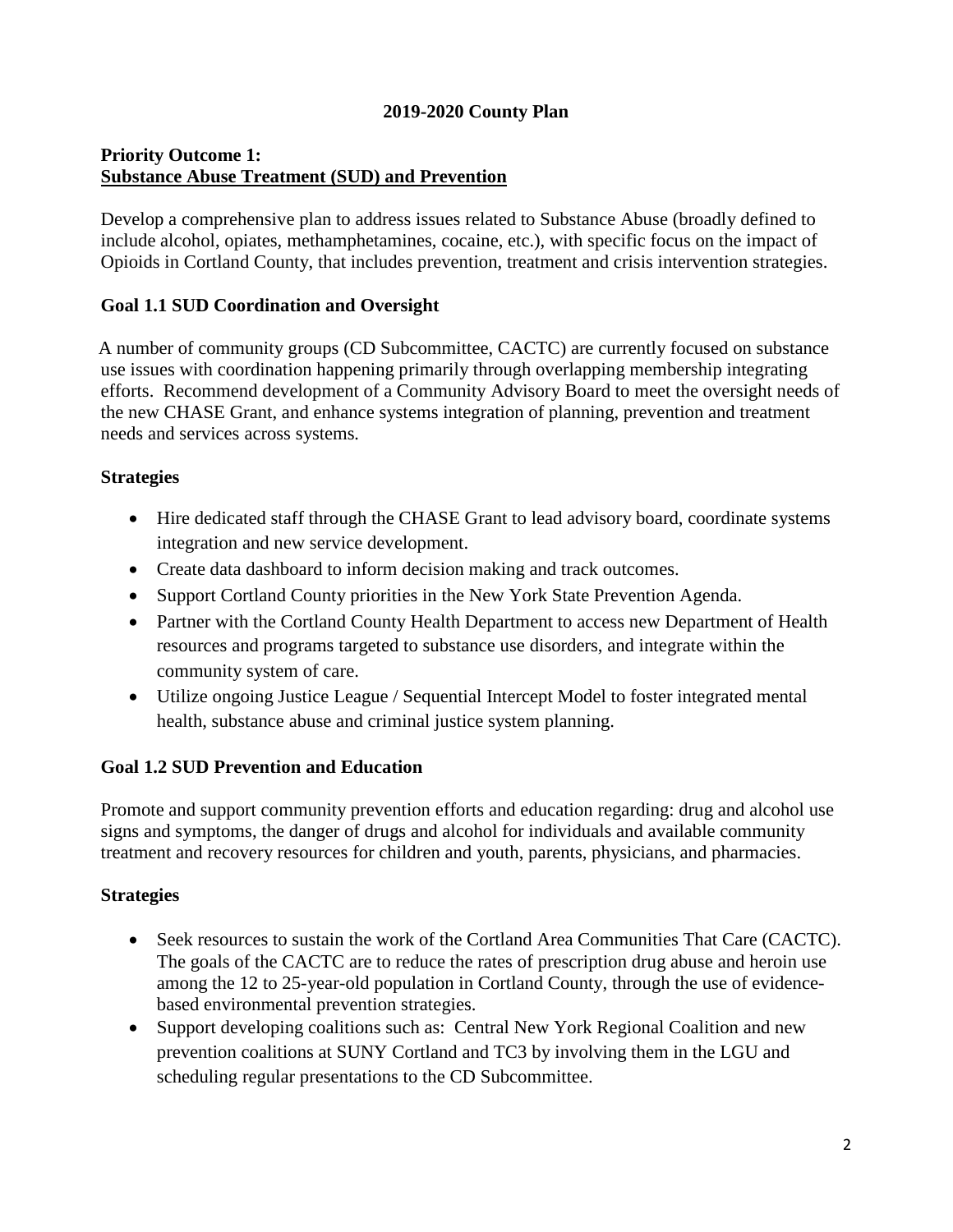## 2019-2020 County Plan

### Priority Outcome 1:
### Substance Abuse Treatment (SUD) and Prevention

Develop a comprehensive plan to address issues related to Substance Abuse (broadly defined to include alcohol, opiates, methamphetamines, cocaine, etc.), with specific focus on the impact of Opioids in Cortland County, that includes prevention, treatment and crisis intervention strategies.

#### Goal 1.1 SUD Coordination and Oversight

A number of community groups (CD Subcommittee, CACTC) are currently focused on substance use issues with coordination happening primarily through overlapping membership integrating efforts. Recommend development of a Community Advisory Board to meet the oversight needs of the new CHASE Grant, and enhance systems integration of planning, prevention and treatment needs and services across systems.

**Strategies**

- Hire dedicated staff through the CHASE Grant to lead advisory board, coordinate systems integration and new service development.
- Create data dashboard to inform decision making and track outcomes.
- Support Cortland County priorities in the New York State Prevention Agenda.
- Partner with the Cortland County Health Department to access new Department of Health resources and programs targeted to substance use disorders, and integrate within the community system of care.
- Utilize ongoing Justice League / Sequential Intercept Model to foster integrated mental health, substance abuse and criminal justice system planning.

#### Goal 1.2 SUD Prevention and Education

Promote and support community prevention efforts and education regarding: drug and alcohol use signs and symptoms, the danger of drugs and alcohol for individuals and available community treatment and recovery resources for children and youth, parents, physicians, and pharmacies.

**Strategies**

- Seek resources to sustain the work of the Cortland Area Communities That Care (CACTC). The goals of the CACTC are to reduce the rates of prescription drug abuse and heroin use among the 12 to 25-year-old population in Cortland County, through the use of evidence-based environmental prevention strategies.
- Support developing coalitions such as: Central New York Regional Coalition and new prevention coalitions at SUNY Cortland and TC3 by involving them in the LGU and scheduling regular presentations to the CD Subcommittee.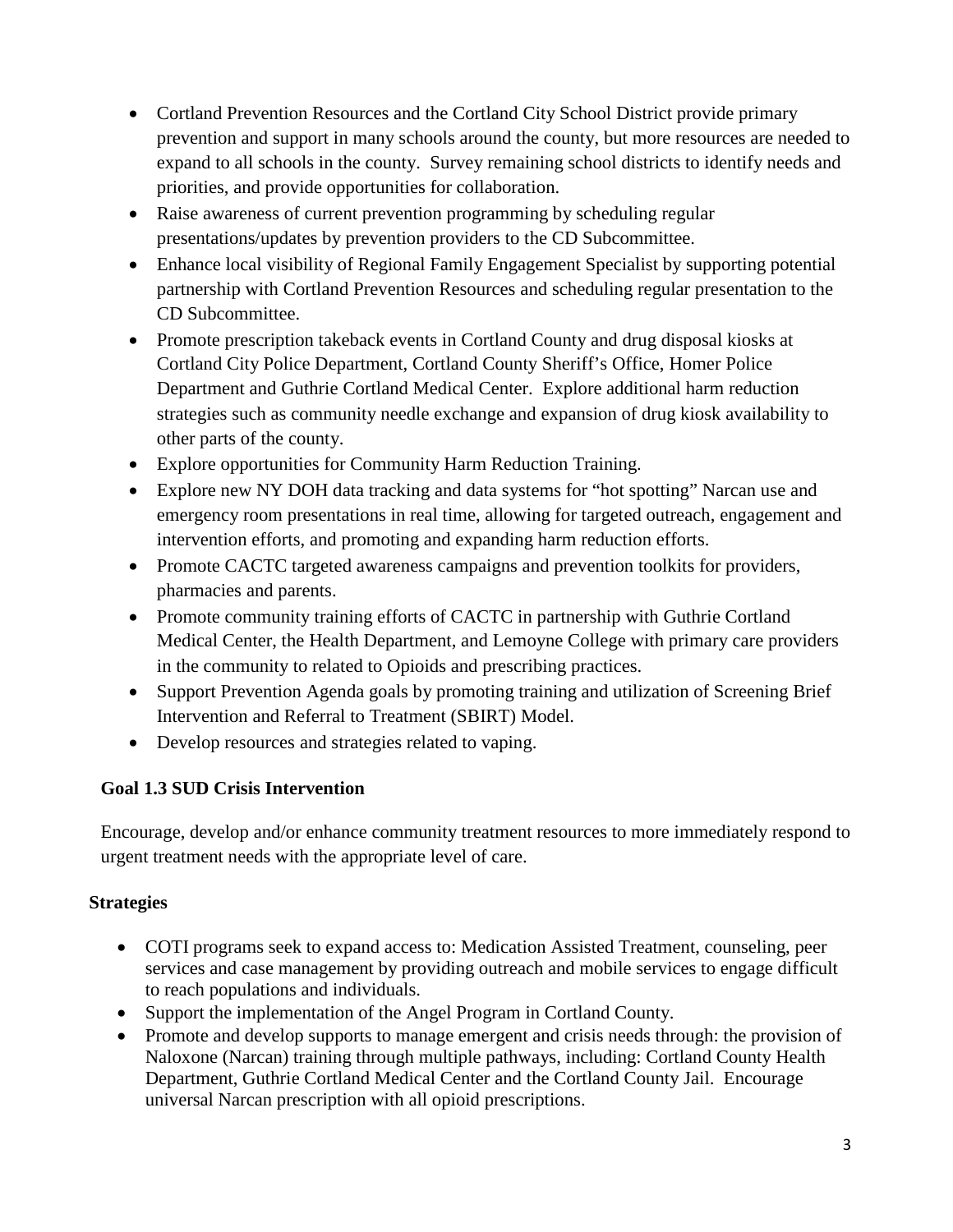- Cortland Prevention Resources and the Cortland City School District provide primary prevention and support in many schools around the county, but more resources are needed to expand to all schools in the county. Survey remaining school districts to identify needs and priorities, and provide opportunities for collaboration.
- Raise awareness of current prevention programming by scheduling regular presentations/updates by prevention providers to the CD Subcommittee.
- Enhance local visibility of Regional Family Engagement Specialist by supporting potential partnership with Cortland Prevention Resources and scheduling regular presentation to the CD Subcommittee.
- Promote prescription takeback events in Cortland County and drug disposal kiosks at Cortland City Police Department, Cortland County Sheriff's Office, Homer Police Department and Guthrie Cortland Medical Center. Explore additional harm reduction strategies such as community needle exchange and expansion of drug kiosk availability to other parts of the county.
- Explore opportunities for Community Harm Reduction Training.
- Explore new NY DOH data tracking and data systems for "hot spotting" Narcan use and emergency room presentations in real time, allowing for targeted outreach, engagement and intervention efforts, and promoting and expanding harm reduction efforts.
- Promote CACTC targeted awareness campaigns and prevention toolkits for providers, pharmacies and parents.
- Promote community training efforts of CACTC in partnership with Guthrie Cortland Medical Center, the Health Department, and Lemoyne College with primary care providers in the community to related to Opioids and prescribing practices.
- Support Prevention Agenda goals by promoting training and utilization of Screening Brief Intervention and Referral to Treatment (SBIRT) Model.
- Develop resources and strategies related to vaping.

**Goal 1.3 SUD Crisis Intervention**

Encourage, develop and/or enhance community treatment resources to more immediately respond to urgent treatment needs with the appropriate level of care.

**Strategies**

- COTI programs seek to expand access to: Medication Assisted Treatment, counseling, peer services and case management by providing outreach and mobile services to engage difficult to reach populations and individuals.
- Support the implementation of the Angel Program in Cortland County.
- Promote and develop supports to manage emergent and crisis needs through: the provision of Naloxone (Narcan) training through multiple pathways, including: Cortland County Health Department, Guthrie Cortland Medical Center and the Cortland County Jail. Encourage universal Narcan prescription with all opioid prescriptions.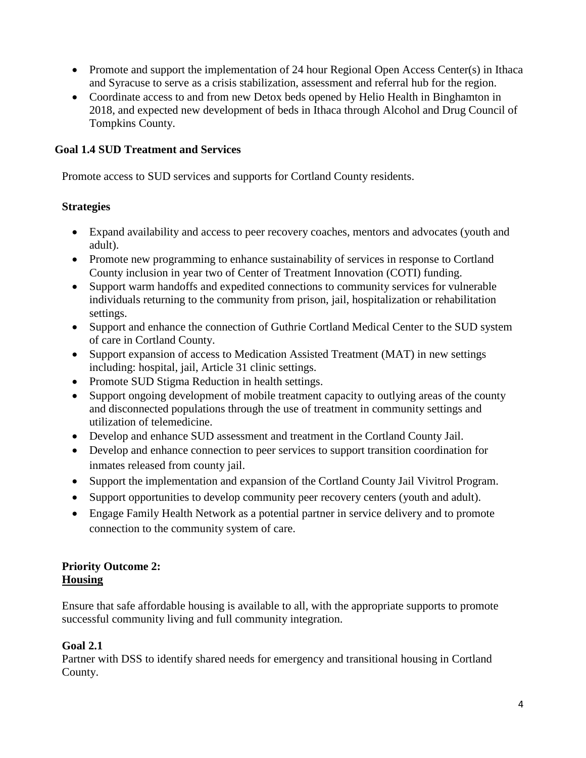- Promote and support the implementation of 24 hour Regional Open Access Center(s) in Ithaca and Syracuse to serve as a crisis stabilization, assessment and referral hub for the region.
- Coordinate access to and from new Detox beds opened by Helio Health in Binghamton in 2018, and expected new development of beds in Ithaca through Alcohol and Drug Council of Tompkins County.

### Goal 1.4 SUD Treatment and Services

Promote access to SUD services and supports for Cortland County residents.

**Strategies**

- Expand availability and access to peer recovery coaches, mentors and advocates (youth and adult).
- Promote new programming to enhance sustainability of services in response to Cortland County inclusion in year two of Center of Treatment Innovation (COTI) funding.
- Support warm handoffs and expedited connections to community services for vulnerable individuals returning to the community from prison, jail, hospitalization or rehabilitation settings.
- Support and enhance the connection of Guthrie Cortland Medical Center to the SUD system of care in Cortland County.
- Support expansion of access to Medication Assisted Treatment (MAT) in new settings including: hospital, jail, Article 31 clinic settings.
- Promote SUD Stigma Reduction in health settings.
- Support ongoing development of mobile treatment capacity to outlying areas of the county and disconnected populations through the use of treatment in community settings and utilization of telemedicine.
- Develop and enhance SUD assessment and treatment in the Cortland County Jail.
- Develop and enhance connection to peer services to support transition coordination for inmates released from county jail.
- Support the implementation and expansion of the Cortland County Jail Vivitrol Program.
- Support opportunities to develop community peer recovery centers (youth and adult).
- Engage Family Health Network as a potential partner in service delivery and to promote connection to the community system of care.

## Priority Outcome 2: Housing

Ensure that safe affordable housing is available to all, with the appropriate supports to promote successful community living and full community integration.

### Goal 2.1

Partner with DSS to identify shared needs for emergency and transitional housing in Cortland County.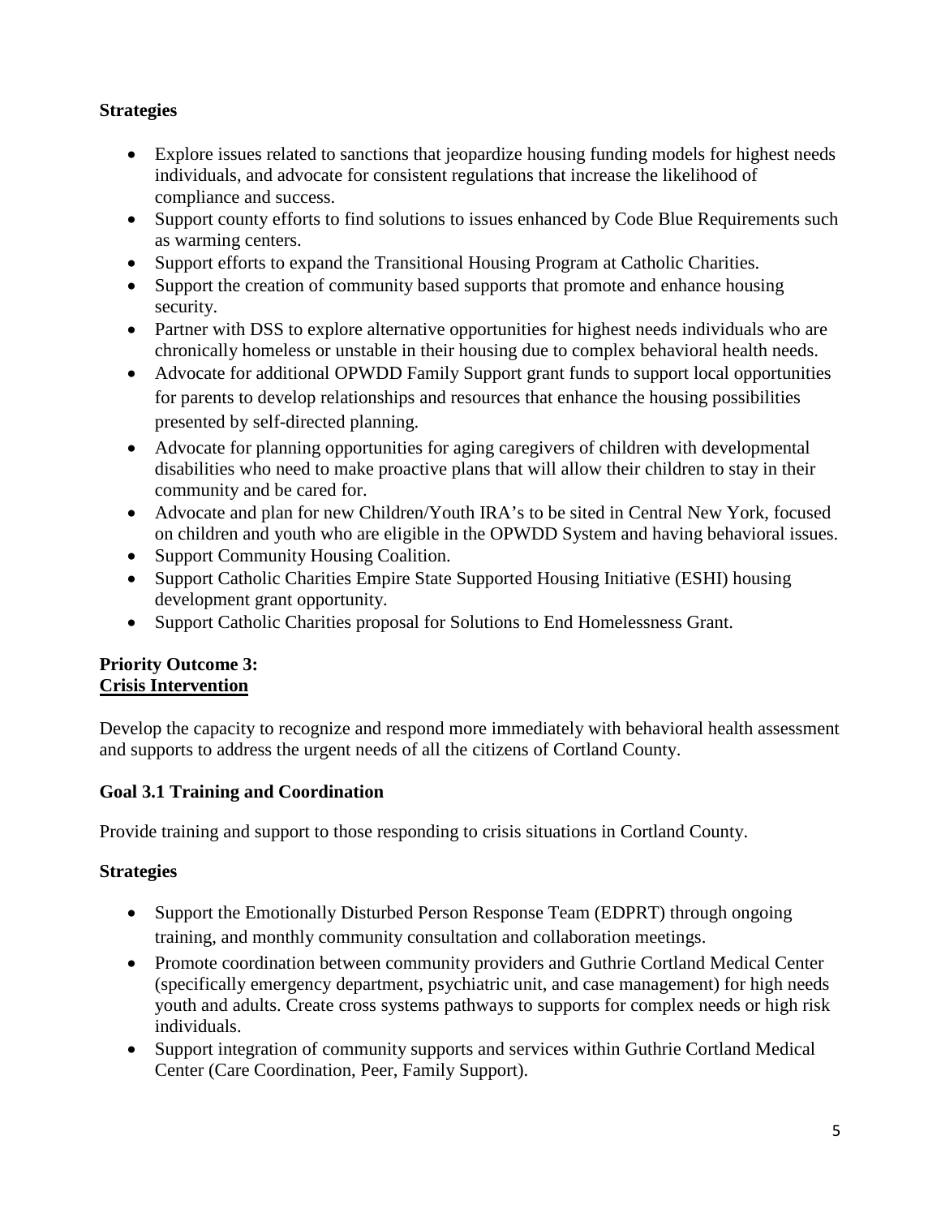**Strategies**

- Explore issues related to sanctions that jeopardize housing funding models for highest needs individuals, and advocate for consistent regulations that increase the likelihood of compliance and success.
- Support county efforts to find solutions to issues enhanced by Code Blue Requirements such as warming centers.
- Support efforts to expand the Transitional Housing Program at Catholic Charities.
- Support the creation of community based supports that promote and enhance housing security.
- Partner with DSS to explore alternative opportunities for highest needs individuals who are chronically homeless or unstable in their housing due to complex behavioral health needs.
- Advocate for additional OPWDD Family Support grant funds to support local opportunities for parents to develop relationships and resources that enhance the housing possibilities presented by self-directed planning.
- Advocate for planning opportunities for aging caregivers of children with developmental disabilities who need to make proactive plans that will allow their children to stay in their community and be cared for.
- Advocate and plan for new Children/Youth IRA's to be sited in Central New York, focused on children and youth who are eligible in the OPWDD System and having behavioral issues.
- Support Community Housing Coalition.
- Support Catholic Charities Empire State Supported Housing Initiative (ESHI) housing development grant opportunity.
- Support Catholic Charities proposal for Solutions to End Homelessness Grant.

**Priority Outcome 3:**
**Crisis Intervention**

Develop the capacity to recognize and respond more immediately with behavioral health assessment and supports to address the urgent needs of all the citizens of Cortland County.

**Goal 3.1 Training and Coordination**

Provide training and support to those responding to crisis situations in Cortland County.

**Strategies**

- Support the Emotionally Disturbed Person Response Team (EDPRT) through ongoing training, and monthly community consultation and collaboration meetings.
- Promote coordination between community providers and Guthrie Cortland Medical Center (specifically emergency department, psychiatric unit, and case management) for high needs youth and adults. Create cross systems pathways to supports for complex needs or high risk individuals.
- Support integration of community supports and services within Guthrie Cortland Medical Center (Care Coordination, Peer, Family Support).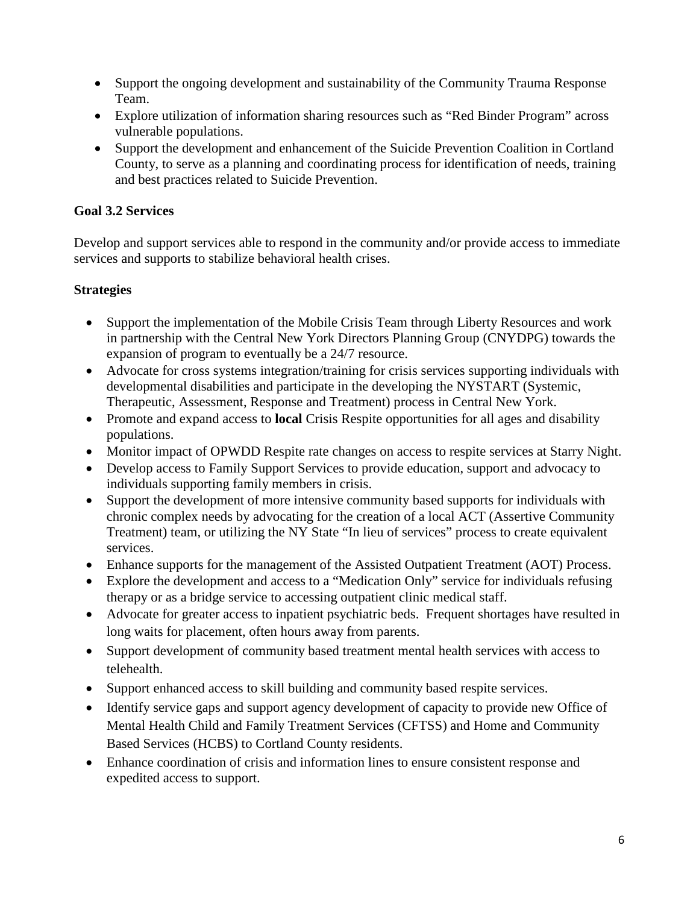- Support the ongoing development and sustainability of the Community Trauma Response Team.
- Explore utilization of information sharing resources such as "Red Binder Program" across vulnerable populations.
- Support the development and enhancement of the Suicide Prevention Coalition in Cortland County, to serve as a planning and coordinating process for identification of needs, training and best practices related to Suicide Prevention.

**Goal 3.2 Services**

Develop and support services able to respond in the community and/or provide access to immediate services and supports to stabilize behavioral health crises.

**Strategies**

- Support the implementation of the Mobile Crisis Team through Liberty Resources and work in partnership with the Central New York Directors Planning Group (CNYDPG) towards the expansion of program to eventually be a 24/7 resource.
- Advocate for cross systems integration/training for crisis services supporting individuals with developmental disabilities and participate in the developing the NYSTART (Systemic, Therapeutic, Assessment, Response and Treatment) process in Central New York.
- Promote and expand access to **local** Crisis Respite opportunities for all ages and disability populations.
- Monitor impact of OPWDD Respite rate changes on access to respite services at Starry Night.
- Develop access to Family Support Services to provide education, support and advocacy to individuals supporting family members in crisis.
- Support the development of more intensive community based supports for individuals with chronic complex needs by advocating for the creation of a local ACT (Assertive Community Treatment) team, or utilizing the NY State "In lieu of services" process to create equivalent services.
- Enhance supports for the management of the Assisted Outpatient Treatment (AOT) Process.
- Explore the development and access to a "Medication Only" service for individuals refusing therapy or as a bridge service to accessing outpatient clinic medical staff.
- Advocate for greater access to inpatient psychiatric beds. Frequent shortages have resulted in long waits for placement, often hours away from parents.
- Support development of community based treatment mental health services with access to telehealth.
- Support enhanced access to skill building and community based respite services.
- Identify service gaps and support agency development of capacity to provide new Office of Mental Health Child and Family Treatment Services (CFTSS) and Home and Community Based Services (HCBS) to Cortland County residents.
- Enhance coordination of crisis and information lines to ensure consistent response and expedited access to support.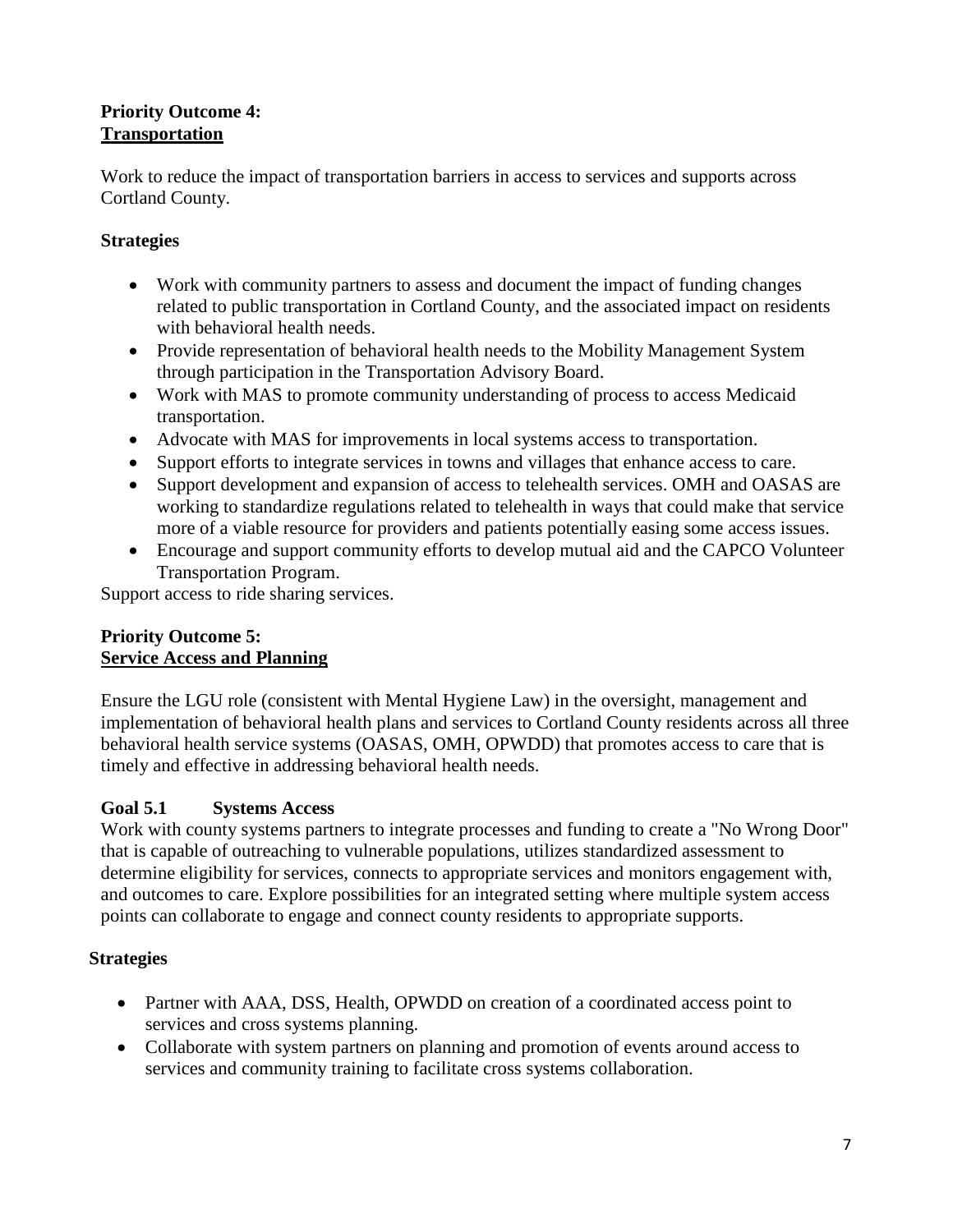**Priority Outcome 4:**
**Transportation**

Work to reduce the impact of transportation barriers in access to services and supports across Cortland County.

**Strategies**

- Work with community partners to assess and document the impact of funding changes related to public transportation in Cortland County, and the associated impact on residents with behavioral health needs.
- Provide representation of behavioral health needs to the Mobility Management System through participation in the Transportation Advisory Board.
- Work with MAS to promote community understanding of process to access Medicaid transportation.
- Advocate with MAS for improvements in local systems access to transportation.
- Support efforts to integrate services in towns and villages that enhance access to care.
- Support development and expansion of access to telehealth services. OMH and OASAS are working to standardize regulations related to telehealth in ways that could make that service more of a viable resource for providers and patients potentially easing some access issues.
- Encourage and support community efforts to develop mutual aid and the CAPCO Volunteer Transportation Program.

Support access to ride sharing services.

**Priority Outcome 5:**
**Service Access and Planning**

Ensure the LGU role (consistent with Mental Hygiene Law) in the oversight, management and implementation of behavioral health plans and services to Cortland County residents across all three behavioral health service systems (OASAS, OMH, OPWDD) that promotes access to care that is timely and effective in addressing behavioral health needs.

**Goal 5.1 Systems Access**

Work with county systems partners to integrate processes and funding to create a "No Wrong Door" that is capable of outreaching to vulnerable populations, utilizes standardized assessment to determine eligibility for services, connects to appropriate services and monitors engagement with, and outcomes to care. Explore possibilities for an integrated setting where multiple system access points can collaborate to engage and connect county residents to appropriate supports.

**Strategies**

- Partner with AAA, DSS, Health, OPWDD on creation of a coordinated access point to services and cross systems planning.
- Collaborate with system partners on planning and promotion of events around access to services and community training to facilitate cross systems collaboration.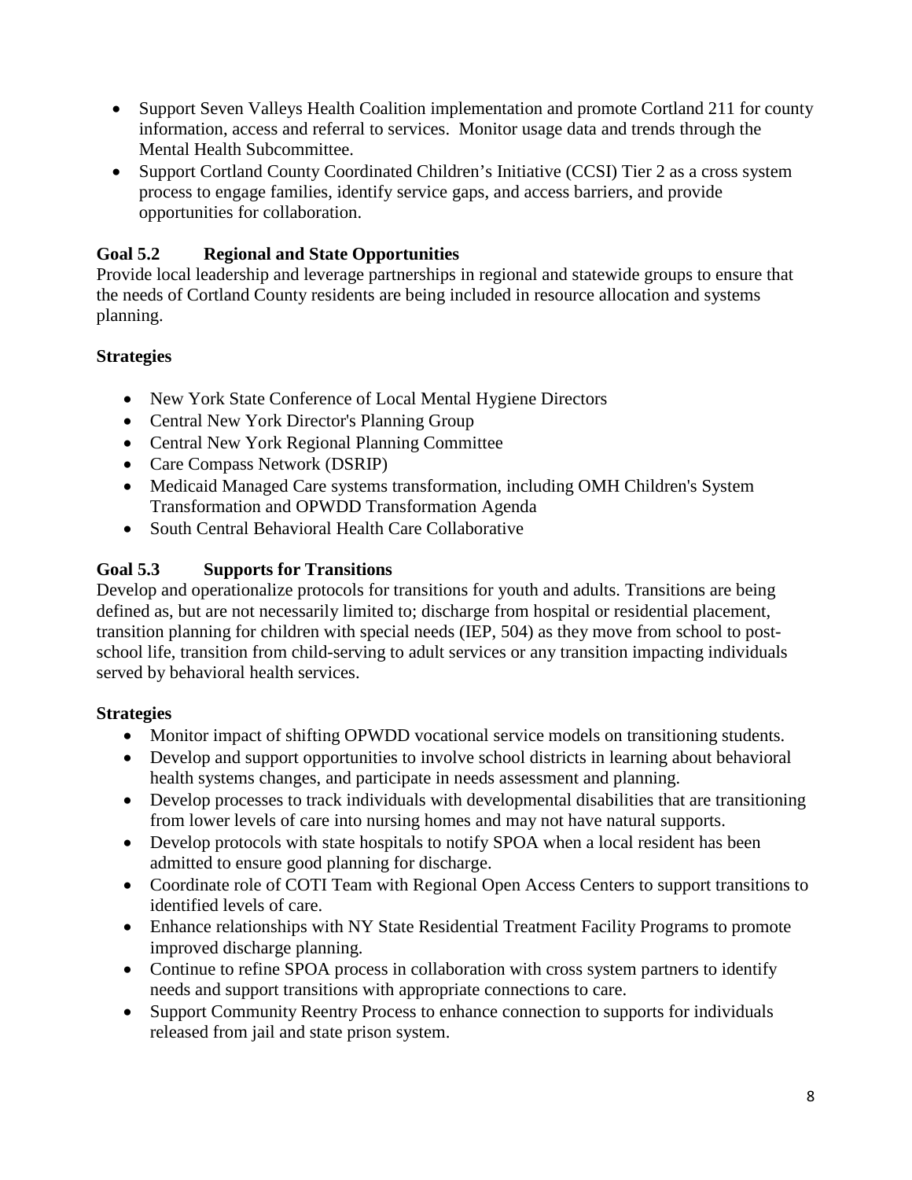- Support Seven Valleys Health Coalition implementation and promote Cortland 211 for county information, access and referral to services. Monitor usage data and trends through the Mental Health Subcommittee.
- Support Cortland County Coordinated Children's Initiative (CCSI) Tier 2 as a cross system process to engage families, identify service gaps, and access barriers, and provide opportunities for collaboration.

### Goal 5.2 Regional and State Opportunities

Provide local leadership and leverage partnerships in regional and statewide groups to ensure that the needs of Cortland County residents are being included in resource allocation and systems planning.

**Strategies**

- New York State Conference of Local Mental Hygiene Directors
- Central New York Director's Planning Group
- Central New York Regional Planning Committee
- Care Compass Network (DSRIP)
- Medicaid Managed Care systems transformation, including OMH Children's System Transformation and OPWDD Transformation Agenda
- South Central Behavioral Health Care Collaborative

### Goal 5.3 Supports for Transitions

Develop and operationalize protocols for transitions for youth and adults. Transitions are being defined as, but are not necessarily limited to; discharge from hospital or residential placement, transition planning for children with special needs (IEP, 504) as they move from school to post-school life, transition from child-serving to adult services or any transition impacting individuals served by behavioral health services.

**Strategies**

- Monitor impact of shifting OPWDD vocational service models on transitioning students.
- Develop and support opportunities to involve school districts in learning about behavioral health systems changes, and participate in needs assessment and planning.
- Develop processes to track individuals with developmental disabilities that are transitioning from lower levels of care into nursing homes and may not have natural supports.
- Develop protocols with state hospitals to notify SPOA when a local resident has been admitted to ensure good planning for discharge.
- Coordinate role of COTI Team with Regional Open Access Centers to support transitions to identified levels of care.
- Enhance relationships with NY State Residential Treatment Facility Programs to promote improved discharge planning.
- Continue to refine SPOA process in collaboration with cross system partners to identify needs and support transitions with appropriate connections to care.
- Support Community Reentry Process to enhance connection to supports for individuals released from jail and state prison system.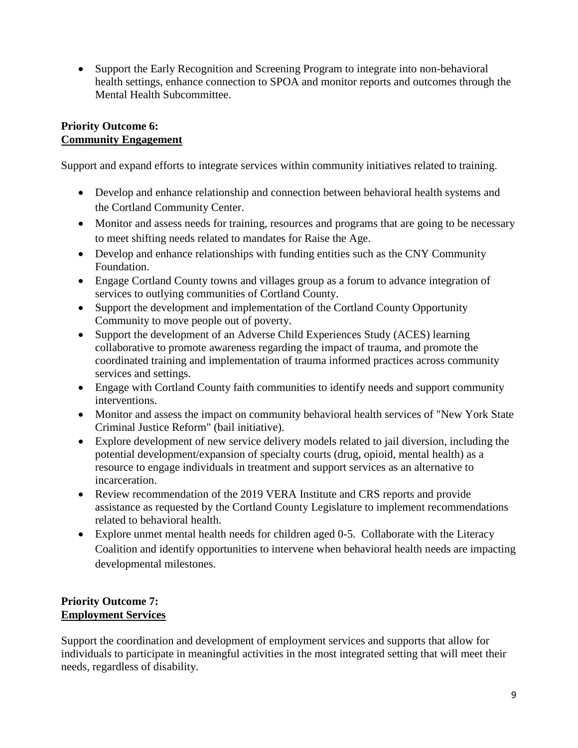- Support the Early Recognition and Screening Program to integrate into non-behavioral health settings, enhance connection to SPOA and monitor reports and outcomes through the Mental Health Subcommittee.

**Priority Outcome 6:**
**Community Engagement**

Support and expand efforts to integrate services within community initiatives related to training.

- Develop and enhance relationship and connection between behavioral health systems and the Cortland Community Center.
- Monitor and assess needs for training, resources and programs that are going to be necessary to meet shifting needs related to mandates for Raise the Age.
- Develop and enhance relationships with funding entities such as the CNY Community Foundation.
- Engage Cortland County towns and villages group as a forum to advance integration of services to outlying communities of Cortland County.
- Support the development and implementation of the Cortland County Opportunity Community to move people out of poverty.
- Support the development of an Adverse Child Experiences Study (ACES) learning collaborative to promote awareness regarding the impact of trauma, and promote the coordinated training and implementation of trauma informed practices across community services and settings.
- Engage with Cortland County faith communities to identify needs and support community interventions.
- Monitor and assess the impact on community behavioral health services of "New York State Criminal Justice Reform" (bail initiative).
- Explore development of new service delivery models related to jail diversion, including the potential development/expansion of specialty courts (drug, opioid, mental health) as a resource to engage individuals in treatment and support services as an alternative to incarceration.
- Review recommendation of the 2019 VERA Institute and CRS reports and provide assistance as requested by the Cortland County Legislature to implement recommendations related to behavioral health.
- Explore unmet mental health needs for children aged 0-5. Collaborate with the Literacy Coalition and identify opportunities to intervene when behavioral health needs are impacting developmental milestones.

**Priority Outcome 7:**
**Employment Services**

Support the coordination and development of employment services and supports that allow for individuals to participate in meaningful activities in the most integrated setting that will meet their needs, regardless of disability.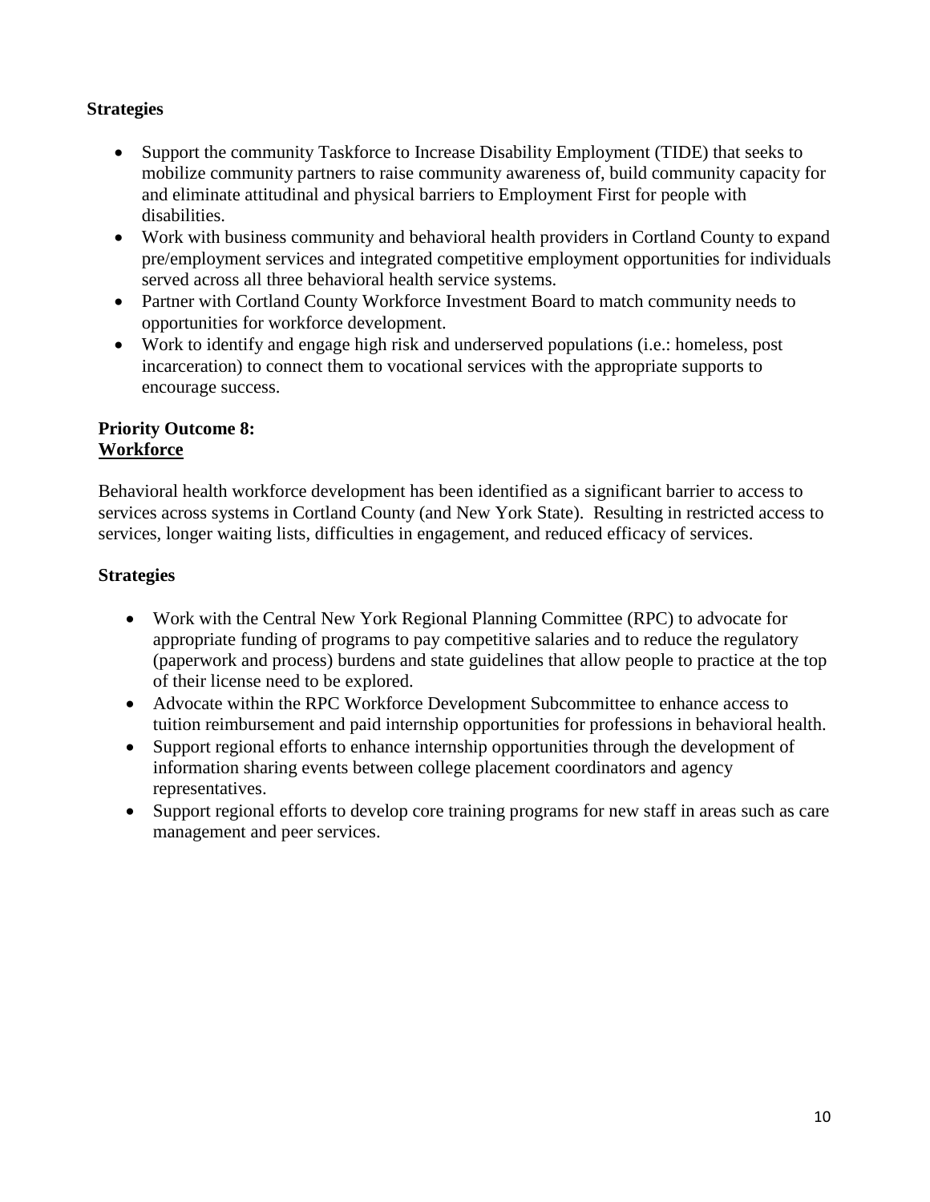**Strategies**

- Support the community Taskforce to Increase Disability Employment (TIDE) that seeks to mobilize community partners to raise community awareness of, build community capacity for and eliminate attitudinal and physical barriers to Employment First for people with disabilities.
- Work with business community and behavioral health providers in Cortland County to expand pre/employment services and integrated competitive employment opportunities for individuals served across all three behavioral health service systems.
- Partner with Cortland County Workforce Investment Board to match community needs to opportunities for workforce development.
- Work to identify and engage high risk and underserved populations (i.e.: homeless, post incarceration) to connect them to vocational services with the appropriate supports to encourage success.

**Priority Outcome 8:**
**Workforce**

Behavioral health workforce development has been identified as a significant barrier to access to services across systems in Cortland County (and New York State). Resulting in restricted access to services, longer waiting lists, difficulties in engagement, and reduced efficacy of services.

**Strategies**

- Work with the Central New York Regional Planning Committee (RPC) to advocate for appropriate funding of programs to pay competitive salaries and to reduce the regulatory (paperwork and process) burdens and state guidelines that allow people to practice at the top of their license need to be explored.
- Advocate within the RPC Workforce Development Subcommittee to enhance access to tuition reimbursement and paid internship opportunities for professions in behavioral health.
- Support regional efforts to enhance internship opportunities through the development of information sharing events between college placement coordinators and agency representatives.
- Support regional efforts to develop core training programs for new staff in areas such as care management and peer services.